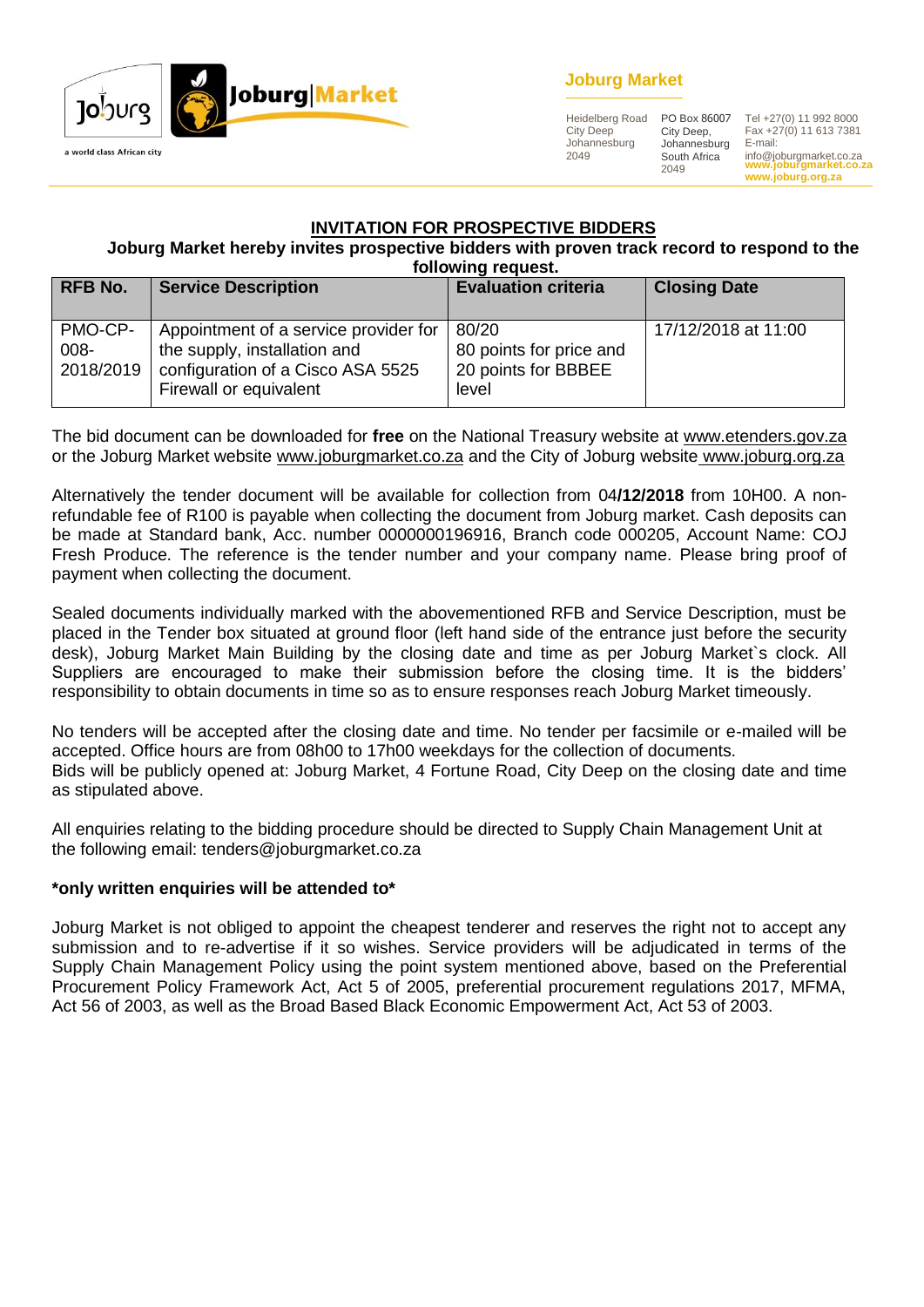**Joburg Market**

Heidelberg Road
City Deep
Johannesburg
2049

PO Box 86007
City Deep,
Johannesburg
South Africa
2049

Tel +27(0) 11 992 8000
Fax +27(0) 11 613 7381
E-mail:
info@joburgmarket.co.za
**www.joburgmarket.co.za**
**www.joburg.org.za**

## INVITATION FOR PROSPECTIVE BIDDERS

**Joburg Market hereby invites prospective bidders with proven track record to respond to the following request.**

| RFB No. | Service Description | Evaluation criteria | Closing Date |
|---|---|---|---|
| PMO-CP-008-2018/2019 | Appointment of a service provider for the supply, installation and configuration of a Cisco ASA 5525 Firewall or equivalent | 80/20 80 points for price and 20 points for BBBEE level | 17/12/2018 at 11:00 |

The bid document can be downloaded for **free** on the National Treasury website at www.etenders.gov.za or the Joburg Market website www.joburgmarket.co.za and the City of Joburg website www.joburg.org.za

Alternatively the tender document will be available for collection from 04**/12/2018** from 10H00. A non-refundable fee of R100 is payable when collecting the document from Joburg market. Cash deposits can be made at Standard bank, Acc. number 0000000196916, Branch code 000205, Account Name: COJ Fresh Produce. The reference is the tender number and your company name. Please bring proof of payment when collecting the document.

Sealed documents individually marked with the abovementioned RFB and Service Description, must be placed in the Tender box situated at ground floor (left hand side of the entrance just before the security desk), Joburg Market Main Building by the closing date and time as per Joburg Market`s clock. All Suppliers are encouraged to make their submission before the closing time. It is the bidders' responsibility to obtain documents in time so as to ensure responses reach Joburg Market timeously.

No tenders will be accepted after the closing date and time. No tender per facsimile or e-mailed will be accepted. Office hours are from 08h00 to 17h00 weekdays for the collection of documents.
Bids will be publicly opened at: Joburg Market, 4 Fortune Road, City Deep on the closing date and time as stipulated above.

All enquiries relating to the bidding procedure should be directed to Supply Chain Management Unit at the following email: tenders@joburgmarket.co.za

**\*only written enquiries will be attended to\***

Joburg Market is not obliged to appoint the cheapest tenderer and reserves the right not to accept any submission and to re-advertise if it so wishes. Service providers will be adjudicated in terms of the Supply Chain Management Policy using the point system mentioned above, based on the Preferential Procurement Policy Framework Act, Act 5 of 2005, preferential procurement regulations 2017, MFMA, Act 56 of 2003, as well as the Broad Based Black Economic Empowerment Act, Act 53 of 2003.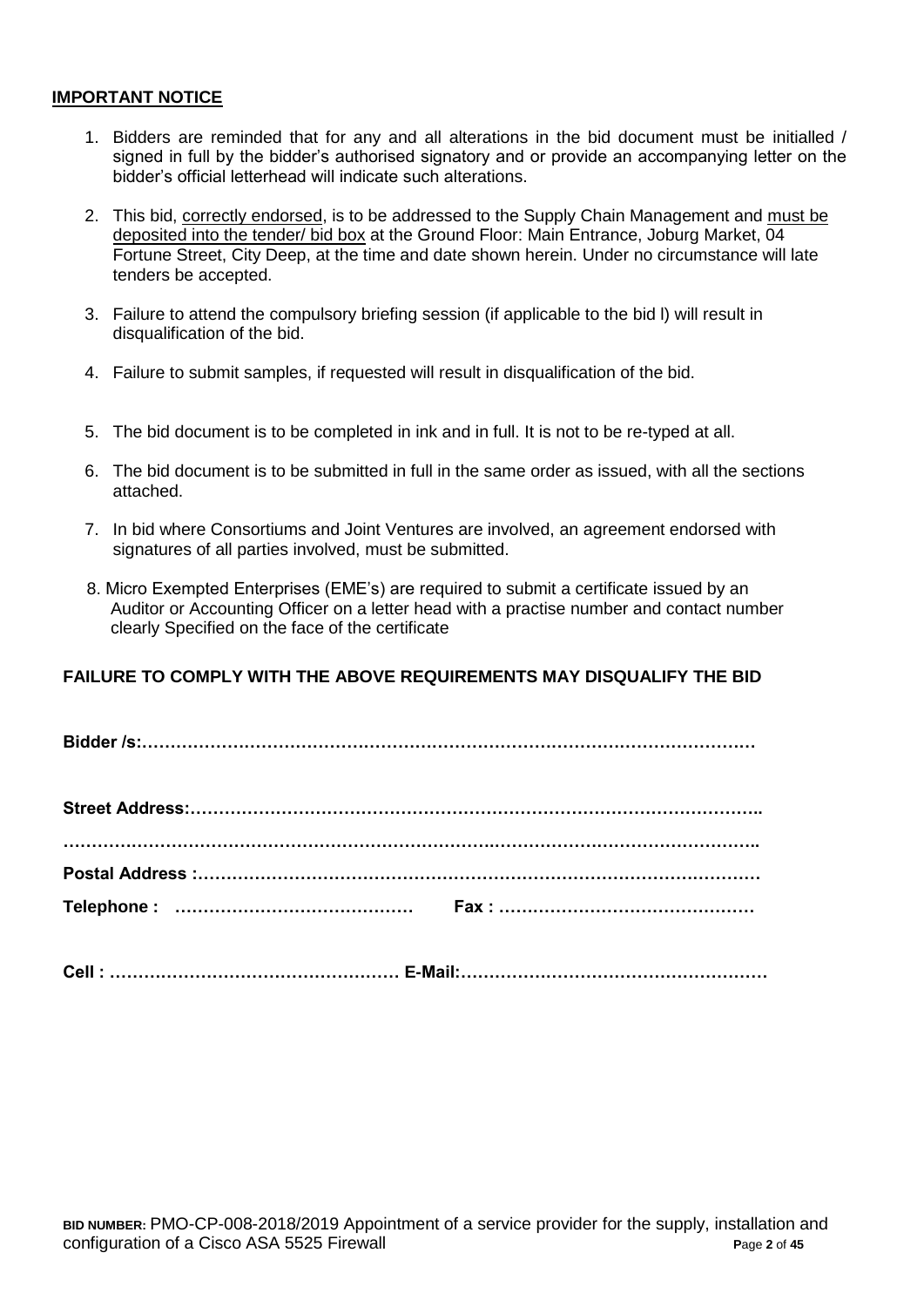## **IMPORTANT NOTICE**

1. Bidders are reminded that for any and all alterations in the bid document must be initialled / signed in full by the bidder's authorised signatory and or provide an accompanying letter on the bidder's official letterhead will indicate such alterations.

2. This bid, correctly endorsed, is to be addressed to the Supply Chain Management and must be deposited into the tender/ bid box at the Ground Floor: Main Entrance, Joburg Market, 04 Fortune Street, City Deep, at the time and date shown herein. Under no circumstance will late tenders be accepted.

3. Failure to attend the compulsory briefing session (if applicable to the bid l) will result in disqualification of the bid.

4. Failure to submit samples, if requested will result in disqualification of the bid.

5. The bid document is to be completed in ink and in full. It is not to be re-typed at all.

6. The bid document is to be submitted in full in the same order as issued, with all the sections attached.

7. In bid where Consortiums and Joint Ventures are involved, an agreement endorsed with signatures of all parties involved, must be submitted.

8. Micro Exempted Enterprises (EME's) are required to submit a certificate issued by an Auditor or Accounting Officer on a letter head with a practise number and contact number clearly Specified on the face of the certificate

**FAILURE TO COMPLY WITH THE ABOVE REQUIREMENTS MAY DISQUALIFY THE BID**

**Bidder /s:………………………………………………………………………………………………**

**Street Address:…………………………………………………………………………………………..**

**……………………………………………………………………………………………………………..**

**Postal Address :………………………………………………………………………………………**

**Telephone : ……………………………………  Fax : ………………………………………**

**Cell : …………………………………………… E-Mail:………………………………………………**

**BID NUMBER:** PMO-CP-008-2018/2019 Appointment of a service provider for the supply, installation and configuration of a Cisco ASA 5525 Firewall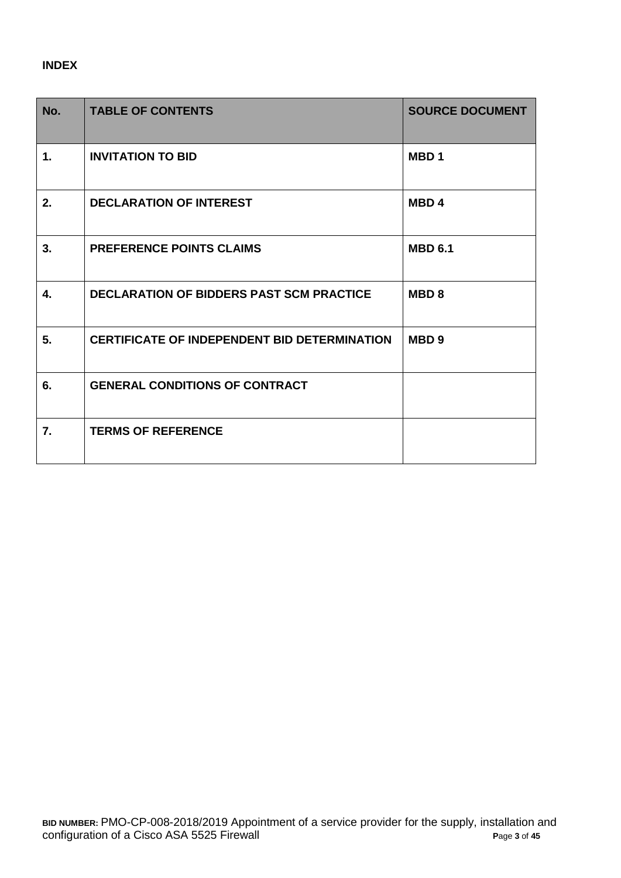**INDEX**

| No. | TABLE OF CONTENTS | SOURCE DOCUMENT |
| --- | --- | --- |
| 1. | INVITATION TO BID | MBD 1 |
| 2. | DECLARATION OF INTEREST | MBD 4 |
| 3. | PREFERENCE POINTS CLAIMS | MBD 6.1 |
| 4. | DECLARATION OF BIDDERS PAST SCM PRACTICE | MBD 8 |
| 5. | CERTIFICATE OF INDEPENDENT BID DETERMINATION | MBD 9 |
| 6. | GENERAL CONDITIONS OF CONTRACT | |
| 7. | TERMS OF REFERENCE | |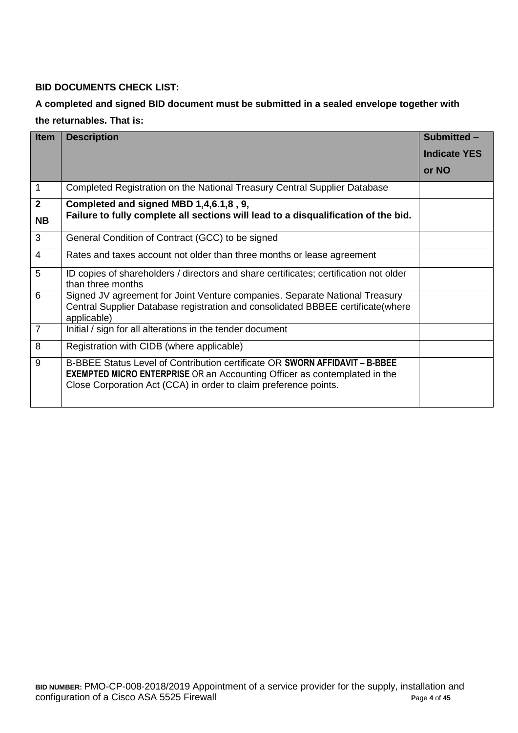**BID DOCUMENTS CHECK LIST:**

**A completed and signed BID document must be submitted in a sealed envelope together with the returnables. That is:**

| Item | Description | Submitted – Indicate YES or NO |
|---|---|---|
| 1 | Completed Registration on the National Treasury Central Supplier Database | |
| **2 NB** | **Completed and signed MBD 1,4,6.1,8 , 9, Failure to fully complete all sections will lead to a disqualification of the bid.** | |
| 3 | General Condition of Contract (GCC) to be signed | |
| 4 | Rates and taxes account not older than three months or lease agreement | |
| 5 | ID copies of shareholders / directors and share certificates; certification not older than three months | |
| 6 | Signed JV agreement for Joint Venture companies. Separate National Treasury Central Supplier Database registration and consolidated BBBEE certificate(where applicable) | |
| 7 | Initial / sign for all alterations in the tender document | |
| 8 | Registration with CIDB (where applicable) | |
| 9 | B-BBEE Status Level of Contribution certificate OR **SWORN AFFIDAVIT – B-BBEE EXEMPTED MICRO ENTERPRISE** OR an Accounting Officer as contemplated in the Close Corporation Act (CCA) in order to claim preference points. | |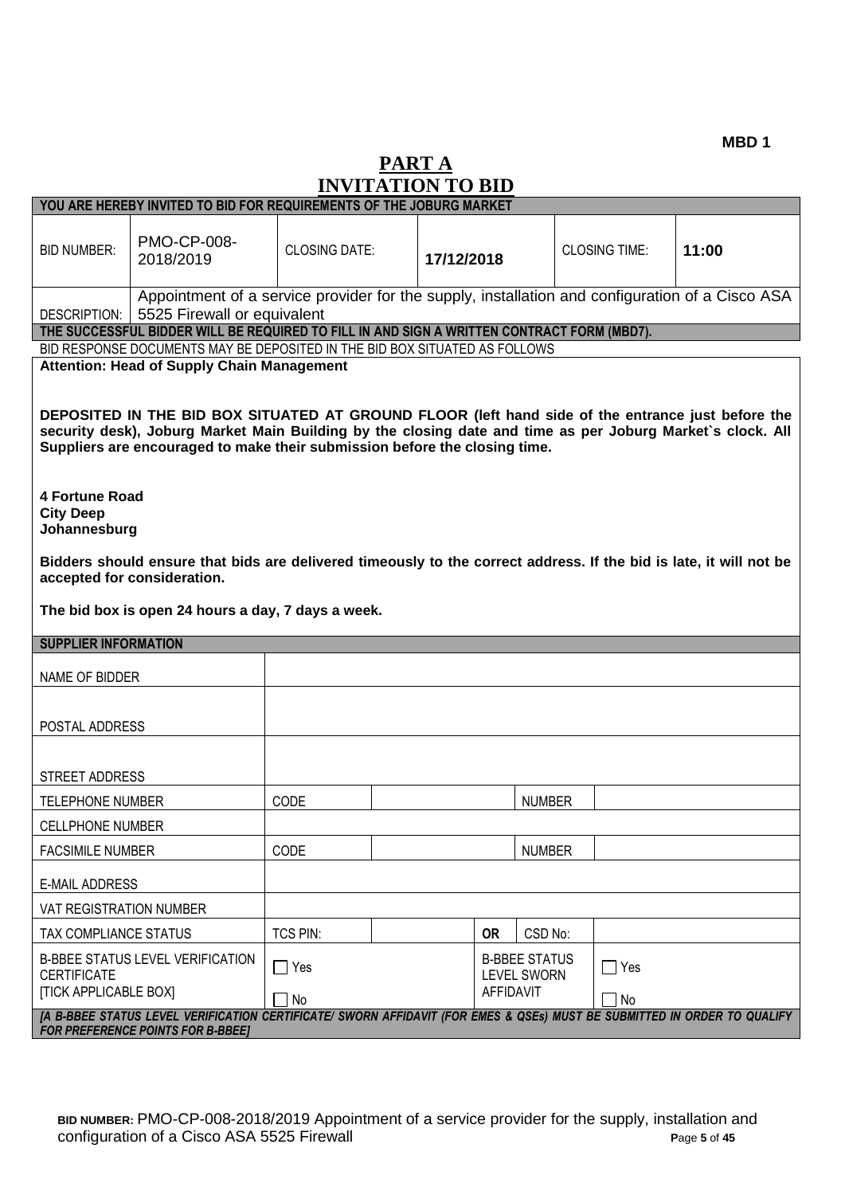**MBD 1**

# PART A
# INVITATION TO BID

| YOU ARE HEREBY INVITED TO BID FOR REQUIREMENTS OF THE JOBURG MARKET | | | | | |
|---|---|---|---|---|---|
| BID NUMBER: | PMO-CP-008-2018/2019 | CLOSING DATE: | 17/12/2018 | CLOSING TIME: | 11:00 |
| DESCRIPTION: | Appointment of a service provider for the supply, installation and configuration of a Cisco ASA 5525 Firewall or equivalent | | | | |

**THE SUCCESSFUL BIDDER WILL BE REQUIRED TO FILL IN AND SIGN A WRITTEN CONTRACT FORM (MBD7).**

BID RESPONSE DOCUMENTS MAY BE DEPOSITED IN THE BID BOX SITUATED AS FOLLOWS

**Attention: Head of Supply Chain Management**

**DEPOSITED IN THE BID BOX SITUATED AT GROUND FLOOR (left hand side of the entrance just before the security desk), Joburg Market Main Building by the closing date and time as per Joburg Market`s clock. All Suppliers are encouraged to make their submission before the closing time.**

**4 Fortune Road**
**City Deep**
**Johannesburg**

**Bidders should ensure that bids are delivered timeously to the correct address. If the bid is late, it will not be accepted for consideration.**

**The bid box is open 24 hours a day, 7 days a week.**

| SUPPLIER INFORMATION | | | | | |
|---|---|---|---|---|---|
| NAME OF BIDDER | | | | | |
| POSTAL ADDRESS | | | | | |
| STREET ADDRESS | | | | | |
| TELEPHONE NUMBER | CODE | | | NUMBER | |
| CELLPHONE NUMBER | | | | | |
| FACSIMILE NUMBER | CODE | | | NUMBER | |
| E-MAIL ADDRESS | | | | | |
| VAT REGISTRATION NUMBER | | | | | |
| TAX COMPLIANCE STATUS | TCS PIN: | | OR | CSD No: | |
| B-BBEE STATUS LEVEL VERIFICATION CERTIFICATE [TICK APPLICABLE BOX] | ☐ Yes ☐ No | | B-BBEE STATUS LEVEL SWORN AFFIDAVIT | | ☐ Yes ☐ No |

***[A B-BBEE STATUS LEVEL VERIFICATION CERTIFICATE/ SWORN AFFIDAVIT (FOR EMES & QSEs) MUST BE SUBMITTED IN ORDER TO QUALIFY FOR PREFERENCE POINTS FOR B-BBEE]***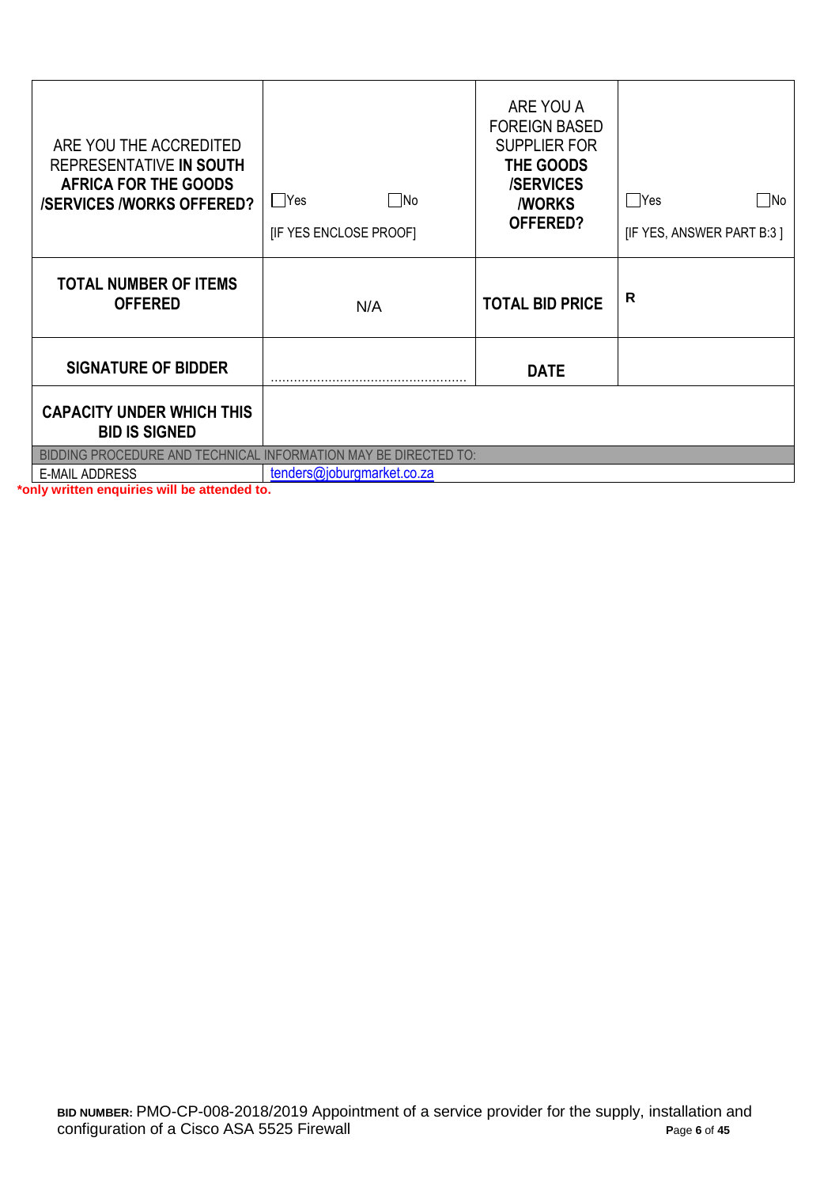| ARE YOU THE ACCREDITED REPRESENTATIVE **IN SOUTH AFRICA FOR THE GOODS /SERVICES /WORKS OFFERED?** | ☐Yes ☐No [IF YES ENCLOSE PROOF] | ARE YOU A FOREIGN BASED SUPPLIER FOR **THE GOODS /SERVICES /WORKS OFFERED?** | ☐Yes ☐No [IF YES, ANSWER PART B:3 ] |
|---|---|---|---|
| **TOTAL NUMBER OF ITEMS OFFERED** | N/A | **TOTAL BID PRICE** | **R** |
| **SIGNATURE OF BIDDER** | ……………………………………………… | **DATE** | |
| **CAPACITY UNDER WHICH THIS BID IS SIGNED** | | | |
| BIDDING PROCEDURE AND TECHNICAL INFORMATION MAY BE DIRECTED TO: | | | |
| E-MAIL ADDRESS | tenders@joburgmarket.co.za | | |

***only written enquiries will be attended to.**

**BID NUMBER:** PMO-CP-008-2018/2019 Appointment of a service provider for the supply, installation and configuration of a Cisco ASA 5525 Firewall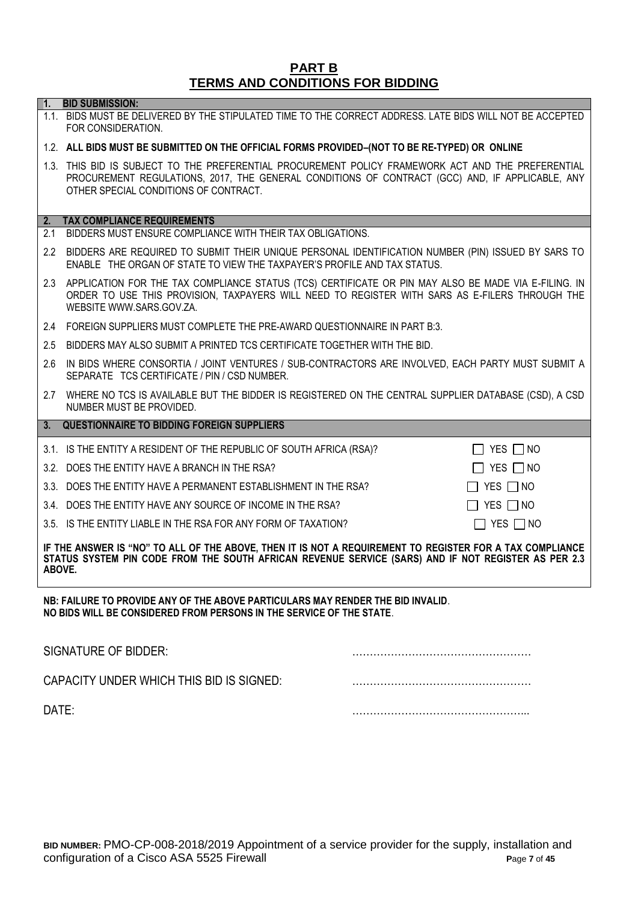# PART B
## TERMS AND CONDITIONS FOR BIDDING

**1. BID SUBMISSION:**

1.1. BIDS MUST BE DELIVERED BY THE STIPULATED TIME TO THE CORRECT ADDRESS. LATE BIDS WILL NOT BE ACCEPTED FOR CONSIDERATION.

1.2. **ALL BIDS MUST BE SUBMITTED ON THE OFFICIAL FORMS PROVIDED–(NOT TO BE RE-TYPED) OR ONLINE**

1.3. THIS BID IS SUBJECT TO THE PREFERENTIAL PROCUREMENT POLICY FRAMEWORK ACT AND THE PREFERENTIAL PROCUREMENT REGULATIONS, 2017, THE GENERAL CONDITIONS OF CONTRACT (GCC) AND, IF APPLICABLE, ANY OTHER SPECIAL CONDITIONS OF CONTRACT.

**2. TAX COMPLIANCE REQUIREMENTS**

2.1 BIDDERS MUST ENSURE COMPLIANCE WITH THEIR TAX OBLIGATIONS.

2.2 BIDDERS ARE REQUIRED TO SUBMIT THEIR UNIQUE PERSONAL IDENTIFICATION NUMBER (PIN) ISSUED BY SARS TO ENABLE THE ORGAN OF STATE TO VIEW THE TAXPAYER'S PROFILE AND TAX STATUS.

2.3 APPLICATION FOR THE TAX COMPLIANCE STATUS (TCS) CERTIFICATE OR PIN MAY ALSO BE MADE VIA E-FILING. IN ORDER TO USE THIS PROVISION, TAXPAYERS WILL NEED TO REGISTER WITH SARS AS E-FILERS THROUGH THE WEBSITE WWW.SARS.GOV.ZA.

2.4 FOREIGN SUPPLIERS MUST COMPLETE THE PRE-AWARD QUESTIONNAIRE IN PART B:3.

2.5 BIDDERS MAY ALSO SUBMIT A PRINTED TCS CERTIFICATE TOGETHER WITH THE BID.

2.6 IN BIDS WHERE CONSORTIA / JOINT VENTURES / SUB-CONTRACTORS ARE INVOLVED, EACH PARTY MUST SUBMIT A SEPARATE TCS CERTIFICATE / PIN / CSD NUMBER.

2.7 WHERE NO TCS IS AVAILABLE BUT THE BIDDER IS REGISTERED ON THE CENTRAL SUPPLIER DATABASE (CSD), A CSD NUMBER MUST BE PROVIDED.

**3. QUESTIONNAIRE TO BIDDING FOREIGN SUPPLIERS**

| Question | Answer |
|---|---|
| 3.1. IS THE ENTITY A RESIDENT OF THE REPUBLIC OF SOUTH AFRICA (RSA)? | ☐ YES ☐ NO |
| 3.2. DOES THE ENTITY HAVE A BRANCH IN THE RSA? | ☐ YES ☐ NO |
| 3.3. DOES THE ENTITY HAVE A PERMANENT ESTABLISHMENT IN THE RSA? | ☐ YES ☐ NO |
| 3.4. DOES THE ENTITY HAVE ANY SOURCE OF INCOME IN THE RSA? | ☐ YES ☐ NO |
| 3.5. IS THE ENTITY LIABLE IN THE RSA FOR ANY FORM OF TAXATION? | ☐ YES ☐ NO |

**IF THE ANSWER IS "NO" TO ALL OF THE ABOVE, THEN IT IS NOT A REQUIREMENT TO REGISTER FOR A TAX COMPLIANCE STATUS SYSTEM PIN CODE FROM THE SOUTH AFRICAN REVENUE SERVICE (SARS) AND IF NOT REGISTER AS PER 2.3 ABOVE.**

**NB: FAILURE TO PROVIDE ANY OF THE ABOVE PARTICULARS MAY RENDER THE BID INVALID**.
**NO BIDS WILL BE CONSIDERED FROM PERSONS IN THE SERVICE OF THE STATE**.

SIGNATURE OF BIDDER: ……………………………………………

CAPACITY UNDER WHICH THIS BID IS SIGNED: ……………………………………………

DATE: …………………………………………...

**BID NUMBER:** PMO-CP-008-2018/2019 Appointment of a service provider for the supply, installation and configuration of a Cisco ASA 5525 Firewall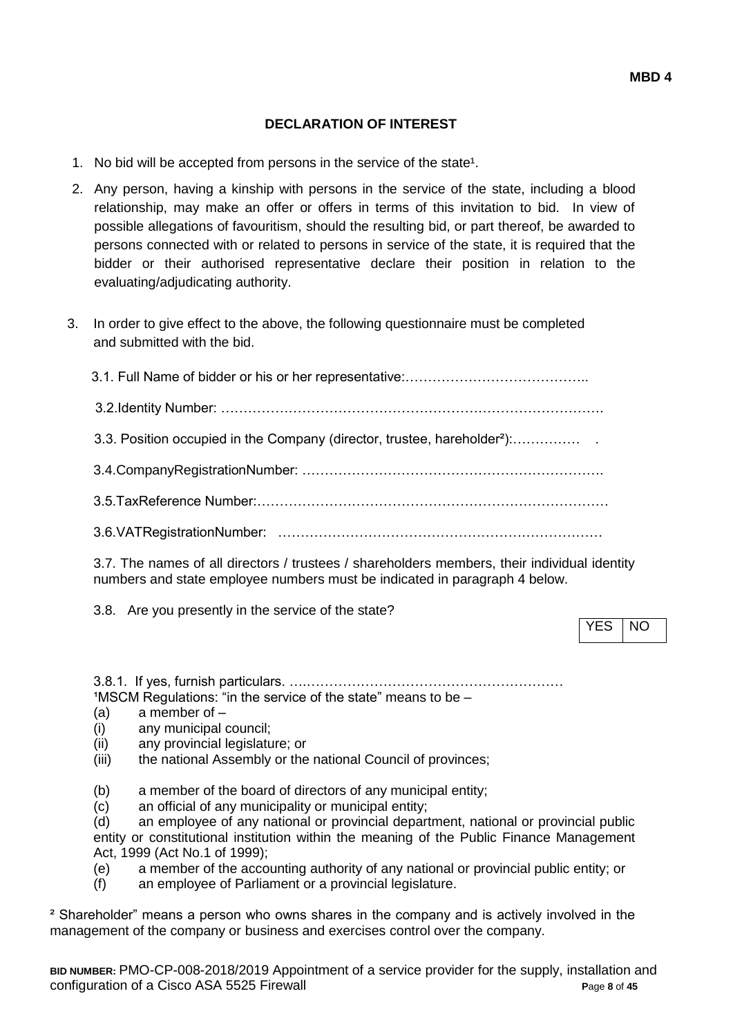**MBD 4**

## DECLARATION OF INTEREST

1. No bid will be accepted from persons in the service of the state[1].

2. Any person, having a kinship with persons in the service of the state, including a blood relationship, may make an offer or offers in terms of this invitation to bid. In view of possible allegations of favouritism, should the resulting bid, or part thereof, be awarded to persons connected with or related to persons in service of the state, it is required that the bidder or their authorised representative declare their position in relation to the evaluating/adjudicating authority.

3. In order to give effect to the above, the following questionnaire must be completed and submitted with the bid.

   3.1. Full Name of bidder or his or her representative:…………………………………..

   3.2.Identity Number: ……………………………………………………………………….

   3.3. Position occupied in the Company (director, trustee, hareholder[2]):…………… .

   3.4.CompanyRegistrationNumber: ………………………………………………………….

   3.5.TaxReference Number:……………………………………………………………………

   3.6.VATRegistrationNumber: ………………………………………………………………

   3.7. The names of all directors / trustees / shareholders members, their individual identity numbers and state employee numbers must be indicated in paragraph 4 below.

   3.8. Are you presently in the service of the state?

| YES | NO |
|---|---|

   3.8.1. If yes, furnish particulars. ….…………………………………………………

[1]MSCM Regulations: "in the service of the state" means to be –

(a) a member of –
(i) any municipal council;
(ii) any provincial legislature; or
(iii) the national Assembly or the national Council of provinces;

(b) a member of the board of directors of any municipal entity;
(c) an official of any municipality or municipal entity;
(d) an employee of any national or provincial department, national or provincial public entity or constitutional institution within the meaning of the Public Finance Management Act, 1999 (Act No.1 of 1999);
(e) a member of the accounting authority of any national or provincial public entity; or
(f) an employee of Parliament or a provincial legislature.

[2] Shareholder" means a person who owns shares in the company and is actively involved in the management of the company or business and exercises control over the company.

**BID NUMBER:** PMO-CP-008-2018/2019 Appointment of a service provider for the supply, installation and configuration of a Cisco ASA 5525 Firewall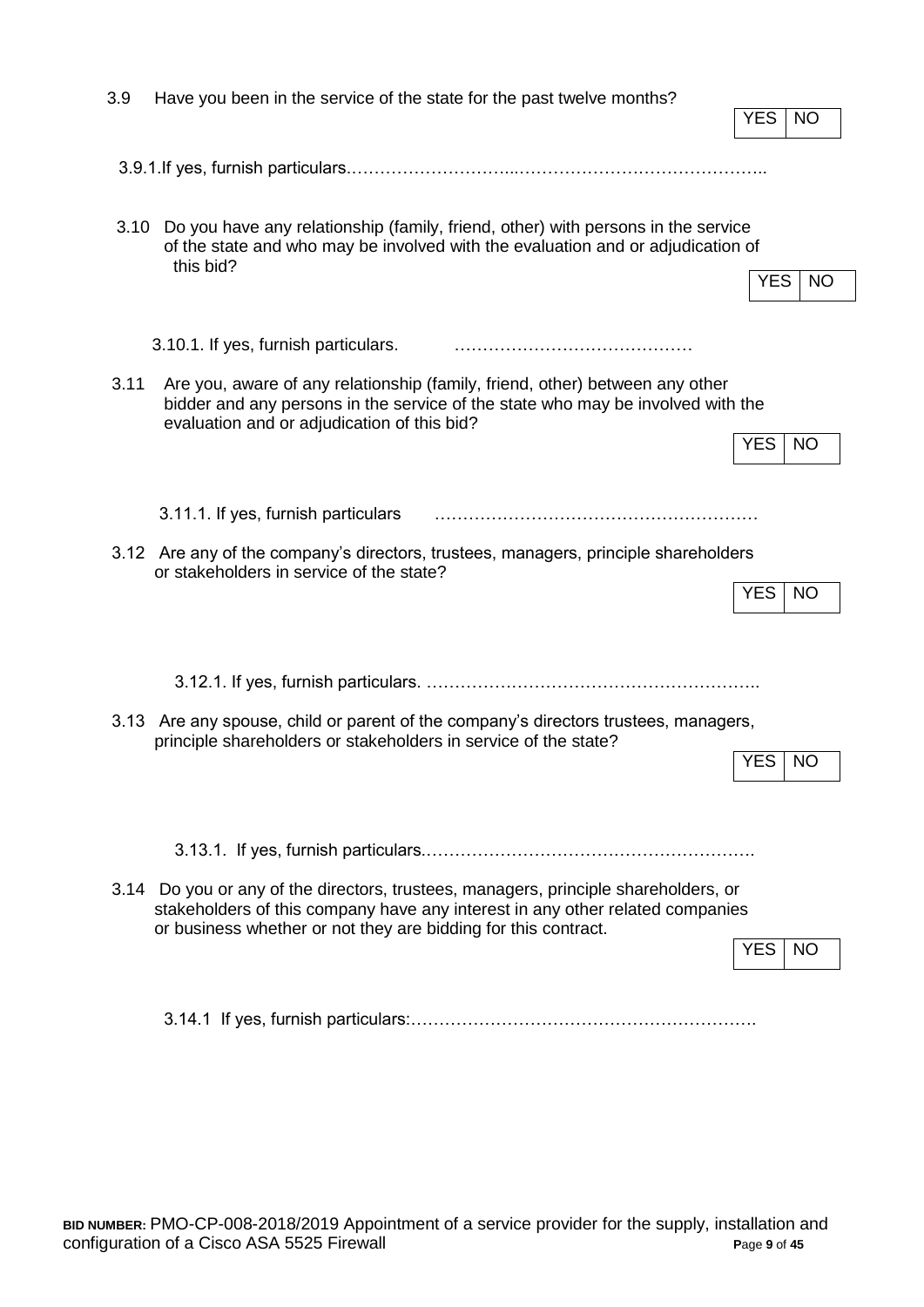3.9 Have you been in the service of the state for the past twelve months?

| YES | NO |
|---|---|

3.9.1.If yes, furnish particulars.…………………………...……………………………………..

3.10 Do you have any relationship (family, friend, other) with persons in the service of the state and who may be involved with the evaluation and or adjudication of this bid?

| YES | NO |
|---|---|

3.10.1. If yes, furnish particulars. ……………………………………

3.11 Are you, aware of any relationship (family, friend, other) between any other bidder and any persons in the service of the state who may be involved with the evaluation and or adjudication of this bid?

| YES | NO |
|---|---|

3.11.1. If yes, furnish particulars …………………………………………………

3.12 Are any of the company's directors, trustees, managers, principle shareholders or stakeholders in service of the state?

| YES | NO |
|---|---|

3.12.1. If yes, furnish particulars. …………………………………………………..

3.13 Are any spouse, child or parent of the company's directors trustees, managers, principle shareholders or stakeholders in service of the state?

| YES | NO |
|---|---|

3.13.1. If yes, furnish particulars.………………………………………………….

3.14 Do you or any of the directors, trustees, managers, principle shareholders, or stakeholders of this company have any interest in any other related companies or business whether or not they are bidding for this contract.

| YES | NO |
|---|---|

3.14.1 If yes, furnish particulars:…………………………………………………….

**BID NUMBER:** PMO-CP-008-2018/2019 Appointment of a service provider for the supply, installation and configuration of a Cisco ASA 5525 Firewall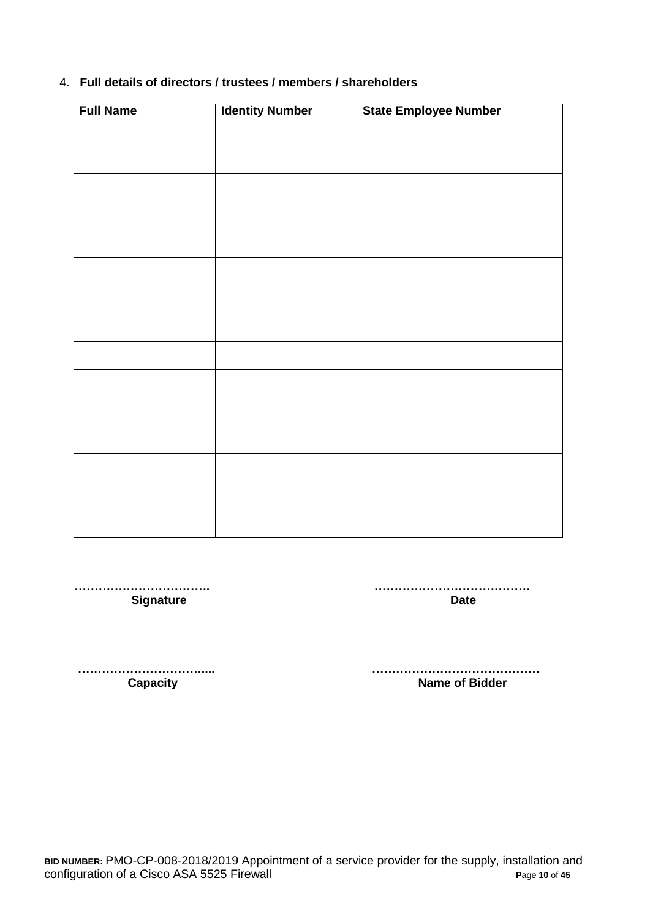4. **Full details of directors / trustees / members / shareholders**

| Full Name | Identity Number | State Employee Number |
|---|---|---|
| | | |
| | | |
| | | |
| | | |
| | | |
| | | |
| | | |
| | | |
| | | |
| | | |

……………………………. **Signature**

………………………………… **Date**

…………………………..... **Capacity**

…………………………………… **Name of Bidder**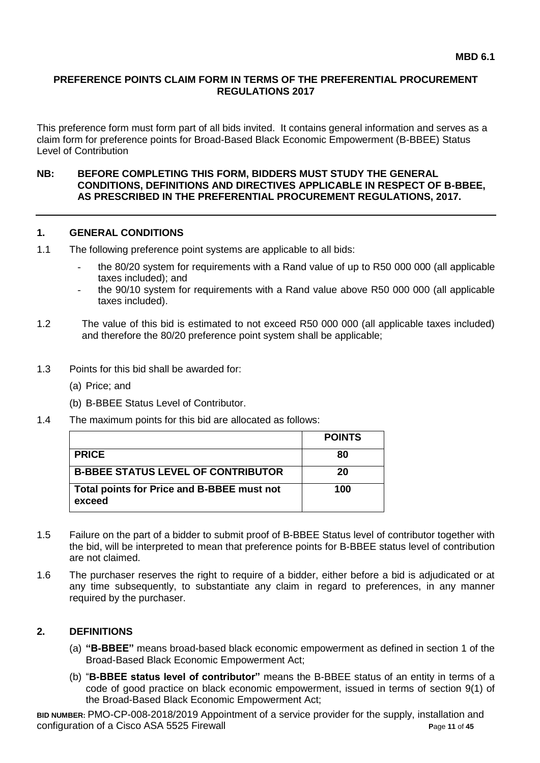**MBD 6.1**

# PREFERENCE POINTS CLAIM FORM IN TERMS OF THE PREFERENTIAL PROCUREMENT REGULATIONS 2017

This preference form must form part of all bids invited. It contains general information and serves as a claim form for preference points for Broad-Based Black Economic Empowerment (B-BBEE) Status Level of Contribution

**NB: BEFORE COMPLETING THIS FORM, BIDDERS MUST STUDY THE GENERAL CONDITIONS, DEFINITIONS AND DIRECTIVES APPLICABLE IN RESPECT OF B-BBEE, AS PRESCRIBED IN THE PREFERENTIAL PROCUREMENT REGULATIONS, 2017.**

## 1. GENERAL CONDITIONS

1.1 The following preference point systems are applicable to all bids:

- the 80/20 system for requirements with a Rand value of up to R50 000 000 (all applicable taxes included); and
- the 90/10 system for requirements with a Rand value above R50 000 000 (all applicable taxes included).

1.2 The value of this bid is estimated to not exceed R50 000 000 (all applicable taxes included) and therefore the 80/20 preference point system shall be applicable;

1.3 Points for this bid shall be awarded for:

(a) Price; and

(b) B-BBEE Status Level of Contributor.

1.4 The maximum points for this bid are allocated as follows:

| | POINTS |
|---|---|
| **PRICE** | **80** |
| **B-BBEE STATUS LEVEL OF CONTRIBUTOR** | **20** |
| **Total points for Price and B-BBEE must not exceed** | **100** |

1.5 Failure on the part of a bidder to submit proof of B-BBEE Status level of contributor together with the bid, will be interpreted to mean that preference points for B-BBEE status level of contribution are not claimed.

1.6 The purchaser reserves the right to require of a bidder, either before a bid is adjudicated or at any time subsequently, to substantiate any claim in regard to preferences, in any manner required by the purchaser.

## 2. DEFINITIONS

(a) **"B-BBEE"** means broad-based black economic empowerment as defined in section 1 of the Broad-Based Black Economic Empowerment Act;

(b) "**B-BBEE status level of contributor"** means the B-BBEE status of an entity in terms of a code of good practice on black economic empowerment, issued in terms of section 9(1) of the Broad-Based Black Economic Empowerment Act;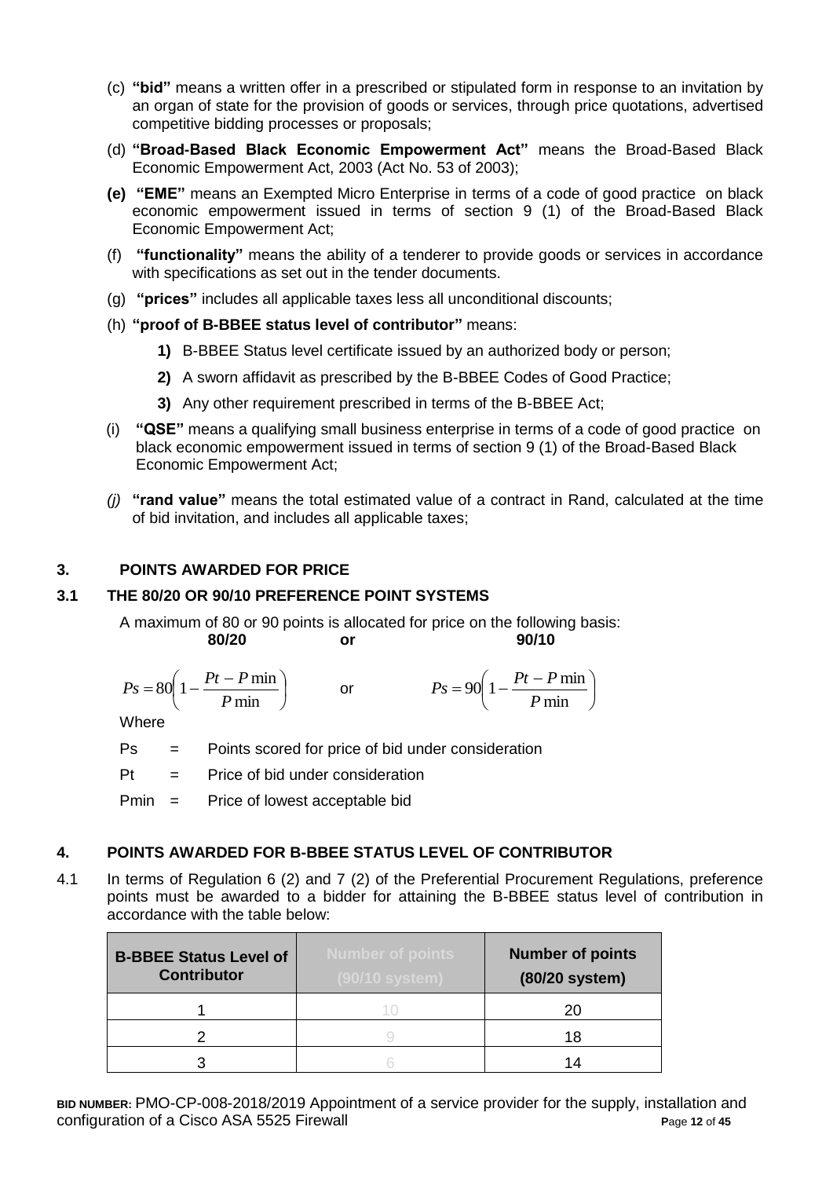(c) **"bid"** means a written offer in a prescribed or stipulated form in response to an invitation by an organ of state for the provision of goods or services, through price quotations, advertised competitive bidding processes or proposals;

(d) **"Broad-Based Black Economic Empowerment Act"** means the Broad-Based Black Economic Empowerment Act, 2003 (Act No. 53 of 2003);

**(e)** **"EME"** means an Exempted Micro Enterprise in terms of a code of good practice on black economic empowerment issued in terms of section 9 (1) of the Broad-Based Black Economic Empowerment Act;

(f) **"functionality"** means the ability of a tenderer to provide goods or services in accordance with specifications as set out in the tender documents.

(g) **"prices"** includes all applicable taxes less all unconditional discounts;

(h) **"proof of B-BBEE status level of contributor"** means:

**1)** B-BBEE Status level certificate issued by an authorized body or person;

**2)** A sworn affidavit as prescribed by the B-BBEE Codes of Good Practice;

**3)** Any other requirement prescribed in terms of the B-BBEE Act;

(i) **"QSE"** means a qualifying small business enterprise in terms of a code of good practice on black economic empowerment issued in terms of section 9 (1) of the Broad-Based Black Economic Empowerment Act;

*(j)* **"rand value"** means the total estimated value of a contract in Rand, calculated at the time of bid invitation, and includes all applicable taxes;

## 3. POINTS AWARDED FOR PRICE

### 3.1 THE 80/20 OR 90/10 PREFERENCE POINT SYSTEMS

A maximum of 80 or 90 points is allocated for price on the following basis:

**80/20** **or** **90/10**

$$Ps = 80\left(1 - \frac{Pt - P\min}{P\min}\right) \quad \text{or} \quad Ps = 90\left(1 - \frac{Pt - P\min}{P\min}\right)$$

Where

Ps = Points scored for price of bid under consideration

Pt = Price of bid under consideration

Pmin = Price of lowest acceptable bid

## 4. POINTS AWARDED FOR B-BBEE STATUS LEVEL OF CONTRIBUTOR

4.1 In terms of Regulation 6 (2) and 7 (2) of the Preferential Procurement Regulations, preference points must be awarded to a bidder for attaining the B-BBEE status level of contribution in accordance with the table below:

| B-BBEE Status Level of Contributor | Number of points (90/10 system) | Number of points (80/20 system) |
|---|---|---|
| 1 | 10 | 20 |
| 2 | 9 | 18 |
| 3 | 6 | 14 |

**BID NUMBER:** PMO-CP-008-2018/2019 Appointment of a service provider for the supply, installation and configuration of a Cisco ASA 5525 Firewall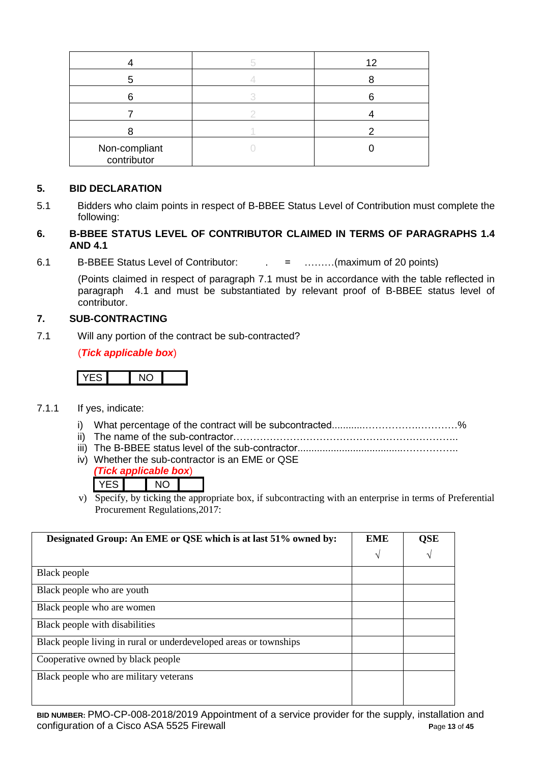| 4 | 5 | 12 |
|---|---|---|
| 5 | 4 | 8 |
| 6 | 3 | 6 |
| 7 | 2 | 4 |
| 8 | 1 | 2 |
| Non-compliant contributor | 0 | 0 |

## 5. BID DECLARATION

5.1 Bidders who claim points in respect of B-BBEE Status Level of Contribution must complete the following:

## 6. B-BBEE STATUS LEVEL OF CONTRIBUTOR CLAIMED IN TERMS OF PARAGRAPHS 1.4 AND 4.1

6.1 B-BBEE Status Level of Contributor: . = ………(maximum of 20 points)

(Points claimed in respect of paragraph 7.1 must be in accordance with the table reflected in paragraph 4.1 and must be substantiated by relevant proof of B-BBEE status level of contributor.

## 7. SUB-CONTRACTING

7.1 Will any portion of the contract be sub-contracted?

(***Tick applicable box***)

| YES | | NO | |
|---|---|---|---|

7.1.1 If yes, indicate:

i) What percentage of the contract will be subcontracted............…………….…………%
ii) The name of the sub-contractor…………………………………………………………..
iii) The B-BBEE status level of the sub-contractor......................................……………..
iv) Whether the sub-contractor is an EME or QSE
(***Tick applicable box***)

| YES | | NO | |
|---|---|---|---|

v) Specify, by ticking the appropriate box, if subcontracting with an enterprise in terms of Preferential Procurement Regulations,2017:

| Designated Group: An EME or QSE which is at last 51% owned by: | EME √ | QSE √ |
|---|---|---|
| Black people | | |
| Black people who are youth | | |
| Black people who are women | | |
| Black people with disabilities | | |
| Black people living in rural or underdeveloped areas or townships | | |
| Cooperative owned by black people | | |
| Black people who are military veterans | | |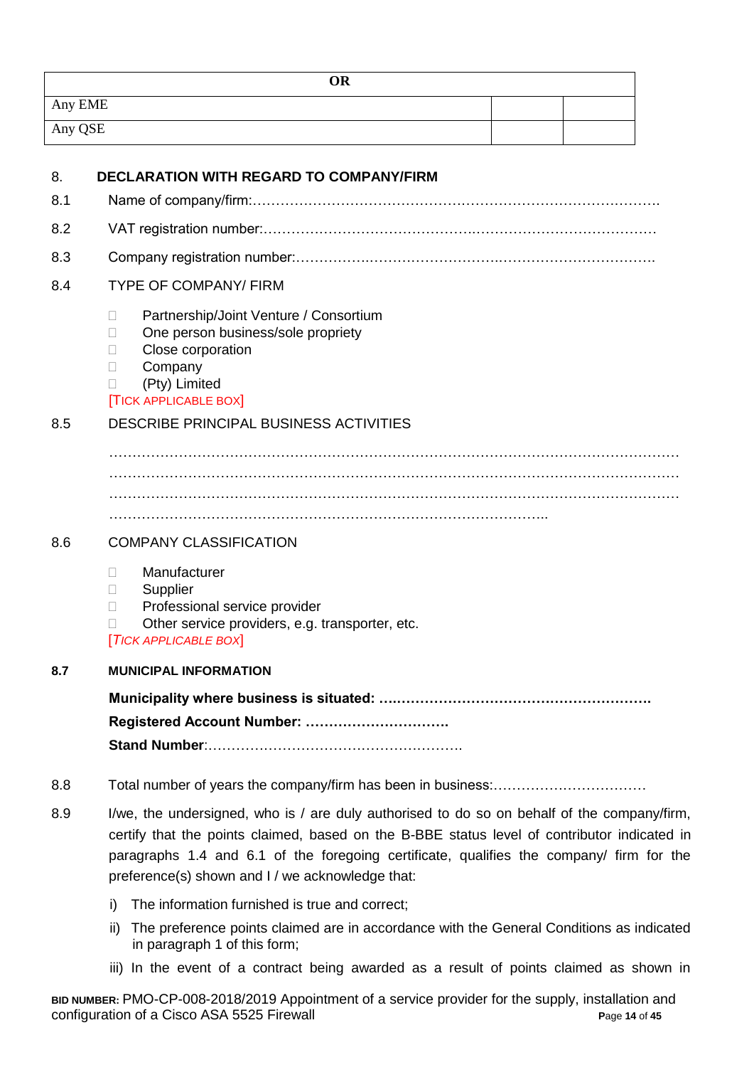| OR | | |
|---|---|---|
| Any EME | | |
| Any QSE | | |

## 8. DECLARATION WITH REGARD TO COMPANY/FIRM

8.1 Name of company/firm:…………………………………………………………………………….

8.2 VAT registration number:……………………………………….…………………………………

8.3 Company registration number:…………….……………………….…………………………….

8.4 TYPE OF COMPANY/ FIRM

- ☐ Partnership/Joint Venture / Consortium
- ☐ One person business/sole propriety
- ☐ Close corporation
- ☐ Company
- ☐ (Pty) Limited

[TICK APPLICABLE BOX]

8.5 DESCRIBE PRINCIPAL BUSINESS ACTIVITIES

…………………………………………………………………………………………………………
…………………………………………………………………………………………………………
…………………………………………………………………………………………………………
………………………………………………………………………………………..

8.6 COMPANY CLASSIFICATION

- ☐ Manufacturer
- ☐ Supplier
- ☐ Professional service provider
- ☐ Other service providers, e.g. transporter, etc.

[*TICK APPLICABLE BOX*]

**8.7 MUNICIPAL INFORMATION**

**Municipality where business is situated: ….……………………………………………….**

**Registered Account Number: ………………………….**

**Stand Number**:……………………………………………….

8.8 Total number of years the company/firm has been in business:……………………………

8.9 I/we, the undersigned, who is / are duly authorised to do so on behalf of the company/firm, certify that the points claimed, based on the B-BBE status level of contributor indicated in paragraphs 1.4 and 6.1 of the foregoing certificate, qualifies the company/ firm for the preference(s) shown and I / we acknowledge that:

i) The information furnished is true and correct;

ii) The preference points claimed are in accordance with the General Conditions as indicated in paragraph 1 of this form;

iii) In the event of a contract being awarded as a result of points claimed as shown in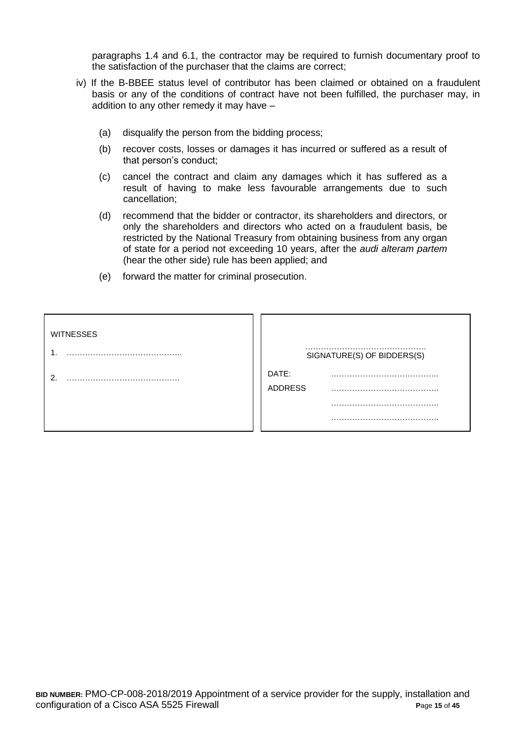paragraphs 1.4 and 6.1, the contractor may be required to furnish documentary proof to the satisfaction of the purchaser that the claims are correct;

iv) If the B-BBEE status level of contributor has been claimed or obtained on a fraudulent basis or any of the conditions of contract have not been fulfilled, the purchaser may, in addition to any other remedy it may have –

   (a) disqualify the person from the bidding process;

   (b) recover costs, losses or damages it has incurred or suffered as a result of that person's conduct;

   (c) cancel the contract and claim any damages which it has suffered as a result of having to make less favourable arrangements due to such cancellation;

   (d) recommend that the bidder or contractor, its shareholders and directors, or only the shareholders and directors who acted on a fraudulent basis, be restricted by the National Treasury from obtaining business from any organ of state for a period not exceeding 10 years, after the *audi alteram partem* (hear the other side) rule has been applied; and

   (e) forward the matter for criminal prosecution.

| WITNESSES | |
|---|---|
| 1. …………………………………….. | ………………………………………. SIGNATURE(S) OF BIDDERS(S) |
| 2. ……………………………………. | DATE: ………………………………….. |
| | ADDRESS ………………………………….. |
| | ………………………………….. |
| | ………………………………….. |

**BID NUMBER:** PMO-CP-008-2018/2019 Appointment of a service provider for the supply, installation and configuration of a Cisco ASA 5525 Firewall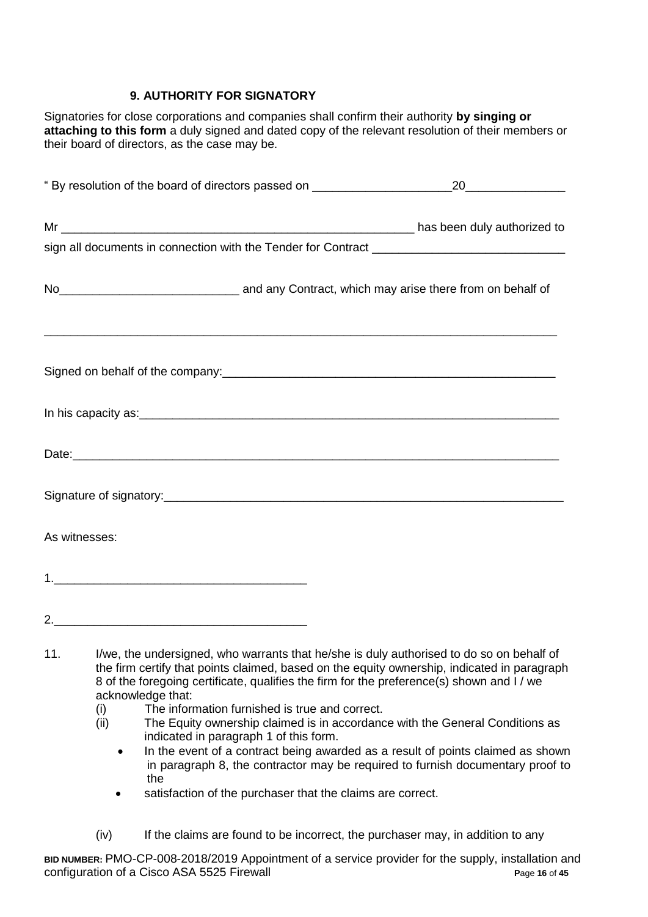### 9. AUTHORITY FOR SIGNATORY

Signatories for close corporations and companies shall confirm their authority **by singing or attaching to this form** a duly signed and dated copy of the relevant resolution of their members or their board of directors, as the case may be.

" By resolution of the board of directors passed on _____________________20_______________

Mr _______________________________________________________ has been duly authorized to sign all documents in connection with the Tender for Contract _____________________________

No___________________________ and any Contract, which may arise there from on behalf of

_________________________________________________________________________________

Signed on behalf of the company:_____________________________________________________

In his capacity as:_________________________________________________________________

Date:____________________________________________________________________________

Signature of signatory:______________________________________________________________

As witnesses:

1._______________________________________

2._______________________________________

11. I/we, the undersigned, who warrants that he/she is duly authorised to do so on behalf of the firm certify that points claimed, based on the equity ownership, indicated in paragraph 8 of the foregoing certificate, qualifies the firm for the preference(s) shown and I / we acknowledge that:
    - (i) The information furnished is true and correct.
    - (ii) The Equity ownership claimed is in accordance with the General Conditions as indicated in paragraph 1 of this form.
        - In the event of a contract being awarded as a result of points claimed as shown in paragraph 8, the contractor may be required to furnish documentary proof to the
        - satisfaction of the purchaser that the claims are correct.
    - (iv) If the claims are found to be incorrect, the purchaser may, in addition to any

**BID NUMBER:** PMO-CP-008-2018/2019 Appointment of a service provider for the supply, installation and configuration of a Cisco ASA 5525 Firewall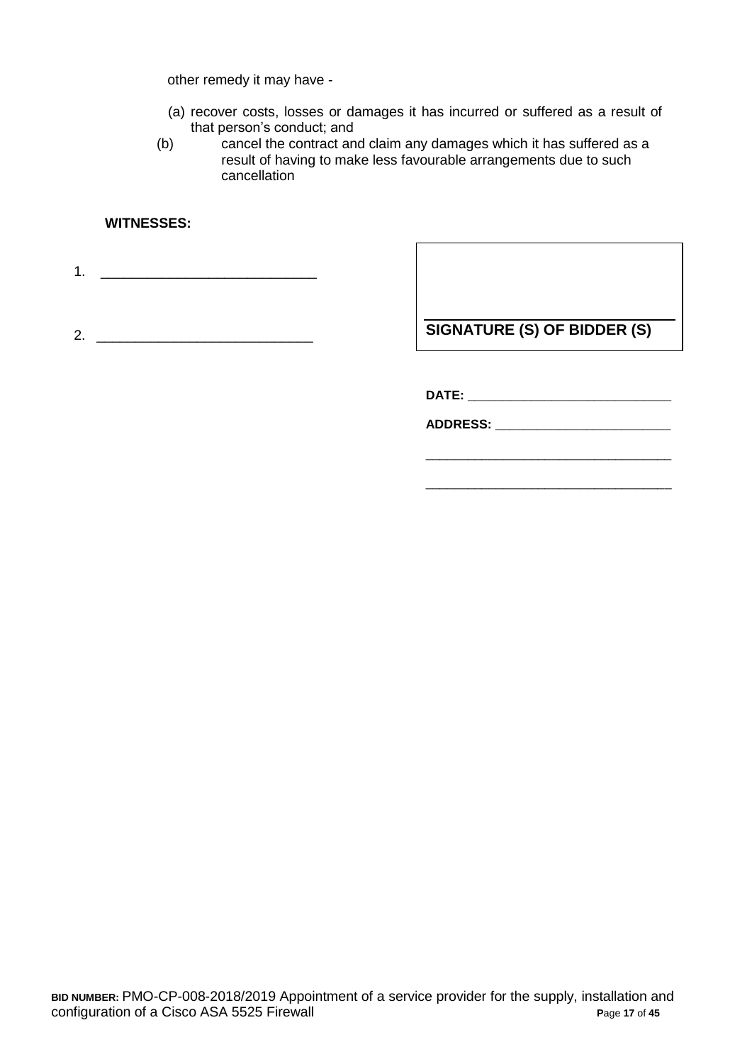other remedy it may have -

(a) recover costs, losses or damages it has incurred or suffered as a result of that person's conduct; and

(b) cancel the contract and claim any damages which it has suffered as a result of having to make less favourable arrangements due to such cancellation

**WITNESSES:**

1. ____________________________

2. ____________________________

**SIGNATURE (S) OF BIDDER (S)**

**DATE:** ____________________________

**ADDRESS:** ________________________

__________________________________

__________________________________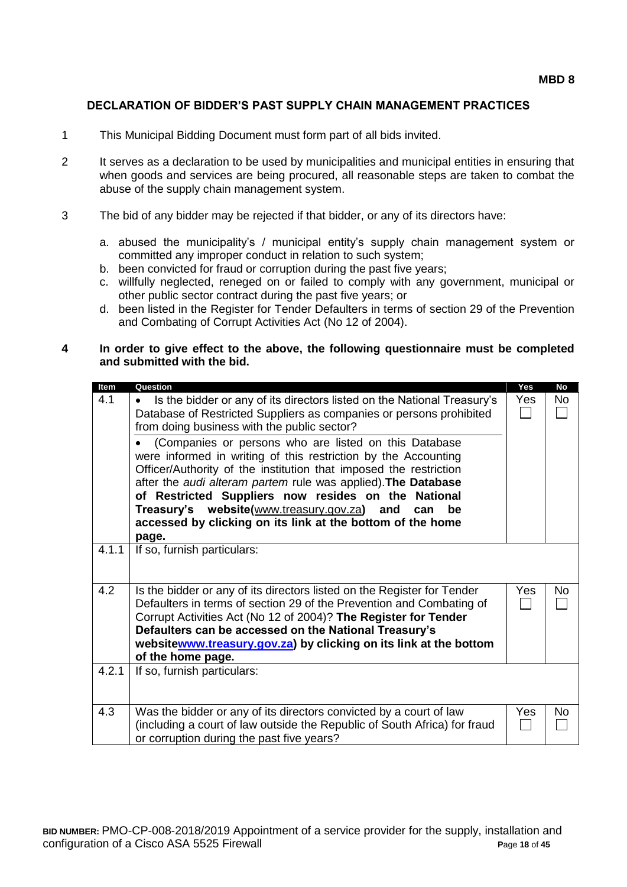**MBD 8**

## DECLARATION OF BIDDER'S PAST SUPPLY CHAIN MANAGEMENT PRACTICES

1 This Municipal Bidding Document must form part of all bids invited.

2 It serves as a declaration to be used by municipalities and municipal entities in ensuring that when goods and services are being procured, all reasonable steps are taken to combat the abuse of the supply chain management system.

3 The bid of any bidder may be rejected if that bidder, or any of its directors have:

a. abused the municipality's / municipal entity's supply chain management system or committed any improper conduct in relation to such system;
b. been convicted for fraud or corruption during the past five years;
c. willfully neglected, reneged on or failed to comply with any government, municipal or other public sector contract during the past five years; or
d. been listed in the Register for Tender Defaulters in terms of section 29 of the Prevention and Combating of Corrupt Activities Act (No 12 of 2004).

**4 In order to give effect to the above, the following questionnaire must be completed and submitted with the bid.**

| Item | Question | Yes | No |
|---|---|---|---|
| 4.1 | • Is the bidder or any of its directors listed on the National Treasury's Database of Restricted Suppliers as companies or persons prohibited from doing business with the public sector?<br><br>• (Companies or persons who are listed on this Database were informed in writing of this restriction by the Accounting Officer/Authority of the institution that imposed the restriction after the *audi alteram partem* rule was applied). **The Database of Restricted Suppliers now resides on the National Treasury's website**(www.treasury.gov.za) **and can be accessed by clicking on its link at the bottom of the home page.** | Yes ☐ | No ☐ |
| 4.1.1 | If so, furnish particulars: | | |
| 4.2 | Is the bidder or any of its directors listed on the Register for Tender Defaulters in terms of section 29 of the Prevention and Combating of Corrupt Activities Act (No 12 of 2004)? **The Register for Tender Defaulters can be accessed on the National Treasury's websitewww.treasury.gov.za) by clicking on its link at the bottom of the home page.** | Yes ☐ | No ☐ |
| 4.2.1 | If so, furnish particulars: | | |
| 4.3 | Was the bidder or any of its directors convicted by a court of law (including a court of law outside the Republic of South Africa) for fraud or corruption during the past five years? | Yes ☐ | No ☐ |

**BID NUMBER:** PMO-CP-008-2018/2019 Appointment of a service provider for the supply, installation and configuration of a Cisco ASA 5525 Firewall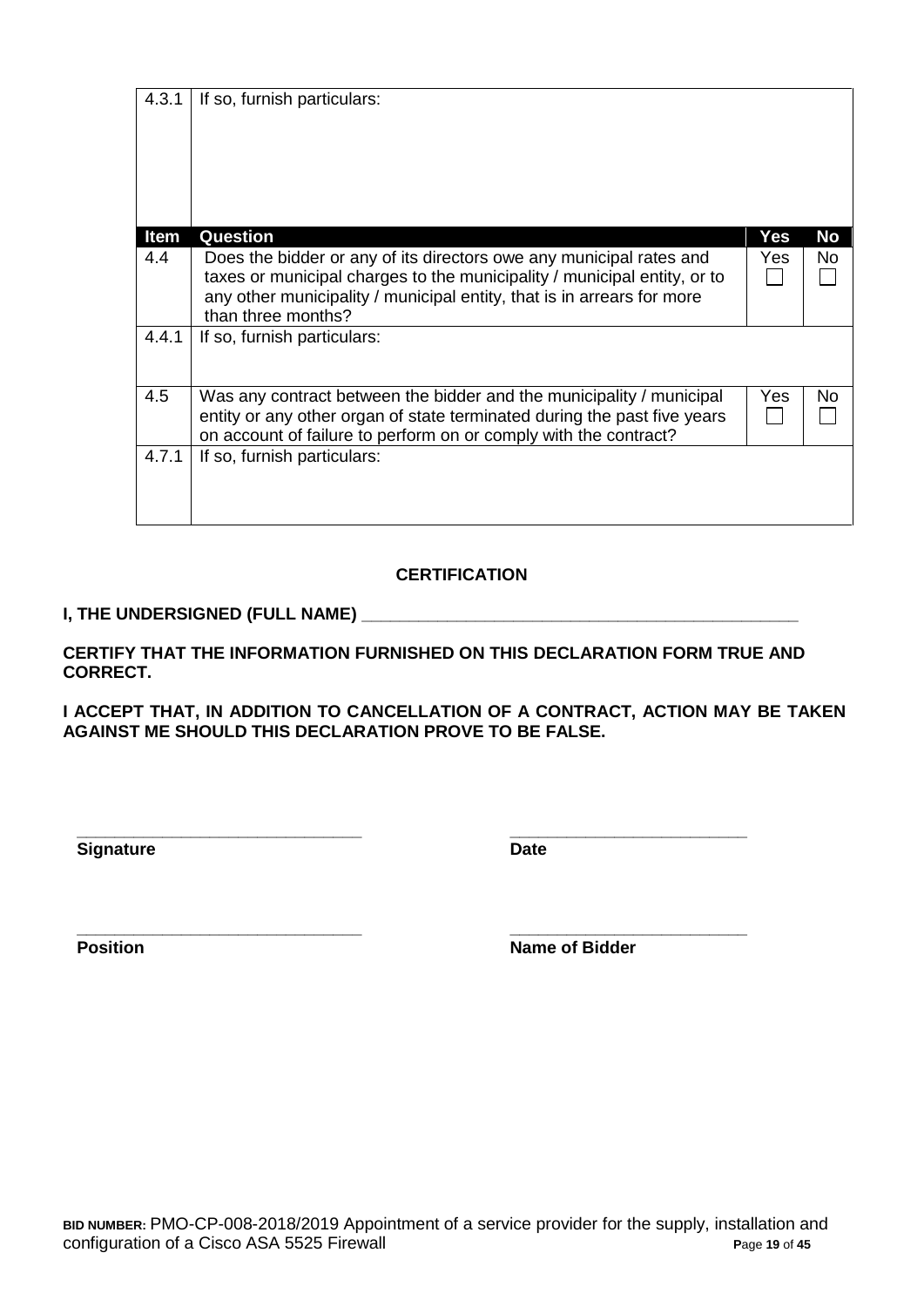| Item | Question | Yes | No |
|---|---|---|---|
| 4.3.1 | If so, furnish particulars: | | |
| 4.4 | Does the bidder or any of its directors owe any municipal rates and taxes or municipal charges to the municipality / municipal entity, or to any other municipality / municipal entity, that is in arrears for more than three months? | Yes ☐ | No ☐ |
| 4.4.1 | If so, furnish particulars: | | |
| 4.5 | Was any contract between the bidder and the municipality / municipal entity or any other organ of state terminated during the past five years on account of failure to perform on or comply with the contract? | Yes ☐ | No ☐ |
| 4.7.1 | If so, furnish particulars: | | |

**CERTIFICATION**

**I, THE UNDERSIGNED (FULL NAME) _______________________________________________**

**CERTIFY THAT THE INFORMATION FURNISHED ON THIS DECLARATION FORM TRUE AND CORRECT.**

**I ACCEPT THAT, IN ADDITION TO CANCELLATION OF A CONTRACT, ACTION MAY BE TAKEN AGAINST ME SHOULD THIS DECLARATION PROVE TO BE FALSE.**

______________________________ ________________________

**Signature** **Date**

______________________________ ________________________

**Position** **Name of Bidder**

**BID NUMBER:** PMO-CP-008-2018/2019 Appointment of a service provider for the supply, installation and configuration of a Cisco ASA 5525 Firewall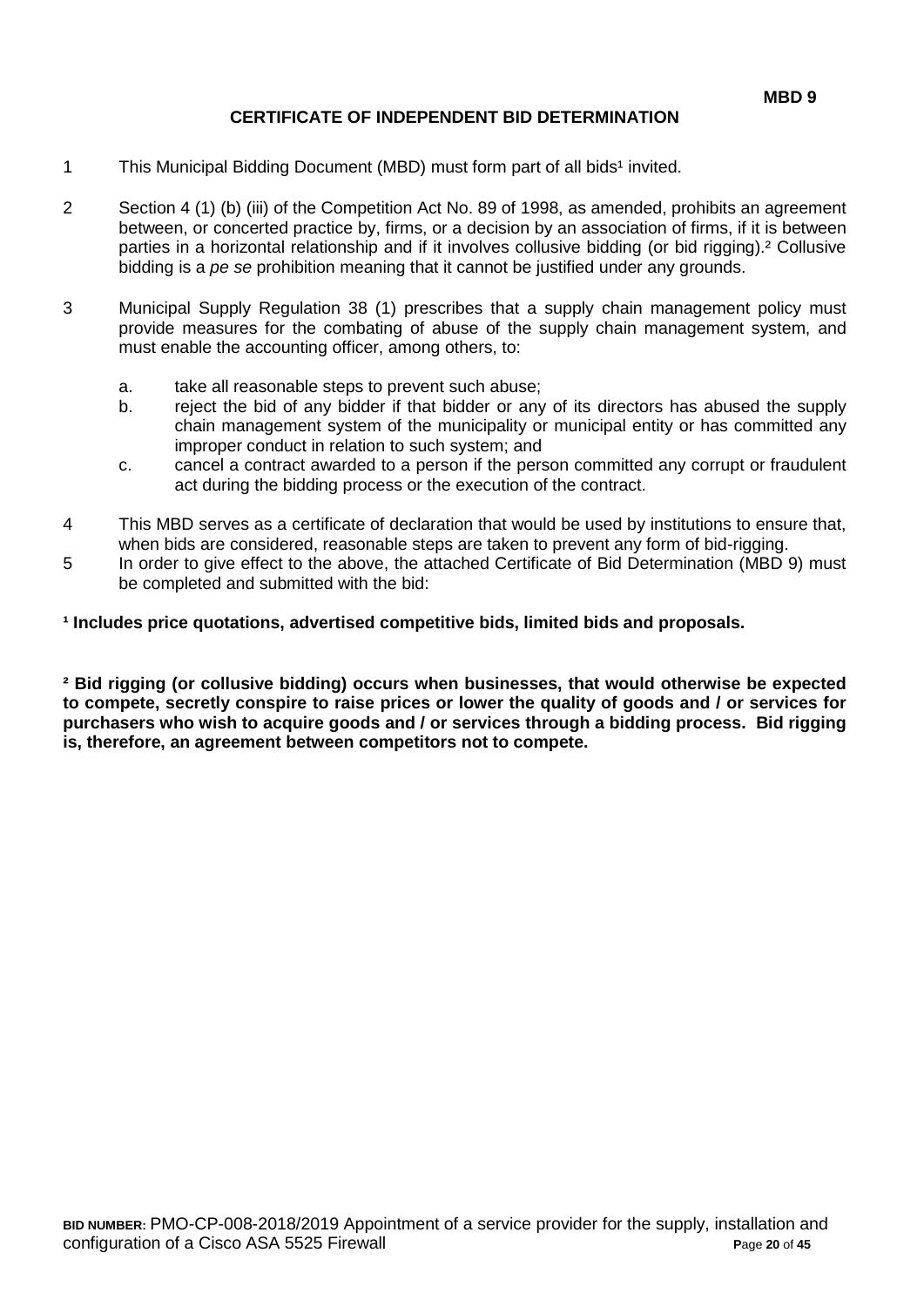**MBD 9**

# CERTIFICATE OF INDEPENDENT BID DETERMINATION

1. This Municipal Bidding Document (MBD) must form part of all bids[1] invited.

2. Section 4 (1) (b) (iii) of the Competition Act No. 89 of 1998, as amended, prohibits an agreement between, or concerted practice by, firms, or a decision by an association of firms, if it is between parties in a horizontal relationship and if it involves collusive bidding (or bid rigging).[2] Collusive bidding is a *pe se* prohibition meaning that it cannot be justified under any grounds.

3. Municipal Supply Regulation 38 (1) prescribes that a supply chain management policy must provide measures for the combating of abuse of the supply chain management system, and must enable the accounting officer, among others, to:

   a. take all reasonable steps to prevent such abuse;
   b. reject the bid of any bidder if that bidder or any of its directors has abused the supply chain management system of the municipality or municipal entity or has committed any improper conduct in relation to such system; and
   c. cancel a contract awarded to a person if the person committed any corrupt or fraudulent act during the bidding process or the execution of the contract.

4. This MBD serves as a certificate of declaration that would be used by institutions to ensure that, when bids are considered, reasonable steps are taken to prevent any form of bid-rigging.
5. In order to give effect to the above, the attached Certificate of Bid Determination (MBD 9) must be completed and submitted with the bid:

**[1] Includes price quotations, advertised competitive bids, limited bids and proposals.**

**[2] Bid rigging (or collusive bidding) occurs when businesses, that would otherwise be expected to compete, secretly conspire to raise prices or lower the quality of goods and / or services for purchasers who wish to acquire goods and / or services through a bidding process. Bid rigging is, therefore, an agreement between competitors not to compete.**

**BID NUMBER:** PMO-CP-008-2018/2019 Appointment of a service provider for the supply, installation and configuration of a Cisco ASA 5525 Firewall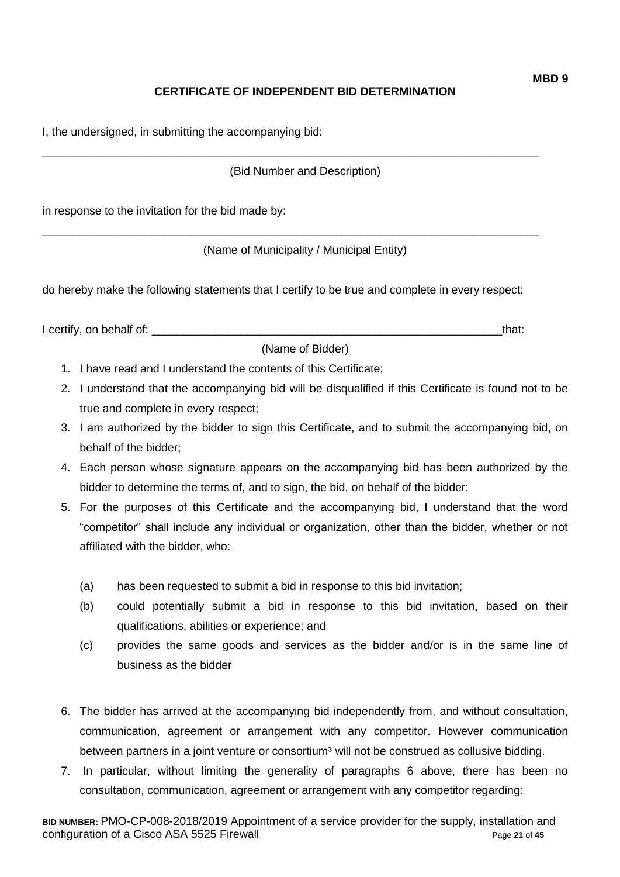**MBD 9**

**CERTIFICATE OF INDEPENDENT BID DETERMINATION**

I, the undersigned, in submitting the accompanying bid:

\_\_\_\_\_\_\_\_\_\_\_\_\_\_\_\_\_\_\_\_\_\_\_\_\_\_\_\_\_\_\_\_\_\_\_\_\_\_\_\_\_\_\_\_\_\_\_\_\_\_\_\_\_\_\_\_\_\_\_\_\_\_\_\_\_\_\_\_\_\_\_\_\_\_\_\_\_\_

(Bid Number and Description)

in response to the invitation for the bid made by:

\_\_\_\_\_\_\_\_\_\_\_\_\_\_\_\_\_\_\_\_\_\_\_\_\_\_\_\_\_\_\_\_\_\_\_\_\_\_\_\_\_\_\_\_\_\_\_\_\_\_\_\_\_\_\_\_\_\_\_\_\_\_\_\_\_\_\_\_\_\_\_\_\_\_\_\_\_\_

(Name of Municipality / Municipal Entity)

do hereby make the following statements that I certify to be true and complete in every respect:

I certify, on behalf of: \_\_\_\_\_\_\_\_\_\_\_\_\_\_\_\_\_\_\_\_\_\_\_\_\_\_\_\_\_\_\_\_\_\_\_\_\_\_\_\_\_\_\_\_\_\_\_\_\_\_\_\_\_\_\_\_that:

(Name of Bidder)

1. I have read and I understand the contents of this Certificate;
2. I understand that the accompanying bid will be disqualified if this Certificate is found not to be true and complete in every respect;
3. I am authorized by the bidder to sign this Certificate, and to submit the accompanying bid, on behalf of the bidder;
4. Each person whose signature appears on the accompanying bid has been authorized by the bidder to determine the terms of, and to sign, the bid, on behalf of the bidder;
5. For the purposes of this Certificate and the accompanying bid, I understand that the word "competitor" shall include any individual or organization, other than the bidder, whether or not affiliated with the bidder, who:

   (a) has been requested to submit a bid in response to this bid invitation;

   (b) could potentially submit a bid in response to this bid invitation, based on their qualifications, abilities or experience; and

   (c) provides the same goods and services as the bidder and/or is in the same line of business as the bidder

6. The bidder has arrived at the accompanying bid independently from, and without consultation, communication, agreement or arrangement with any competitor. However communication between partners in a joint venture or consortium[3] will not be construed as collusive bidding.
7. In particular, without limiting the generality of paragraphs 6 above, there has been no consultation, communication, agreement or arrangement with any competitor regarding:

**BID NUMBER:** PMO-CP-008-2018/2019 Appointment of a service provider for the supply, installation and configuration of a Cisco ASA 5525 Firewall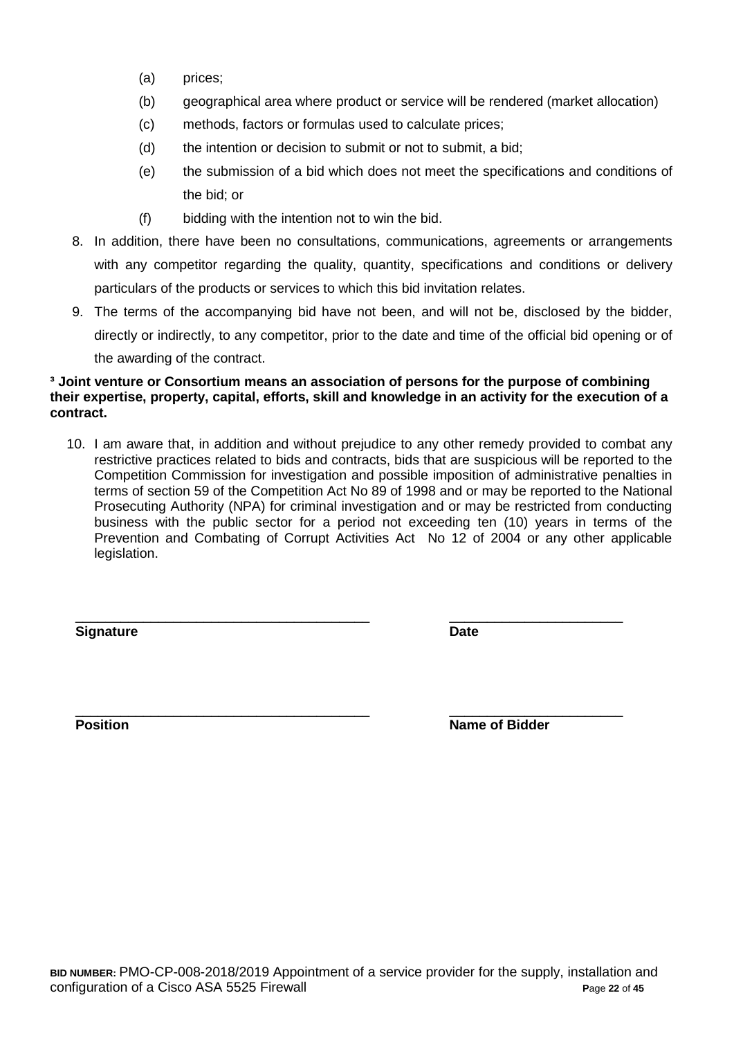(a) prices;

(b) geographical area where product or service will be rendered (market allocation)

(c) methods, factors or formulas used to calculate prices;

(d) the intention or decision to submit or not to submit, a bid;

(e) the submission of a bid which does not meet the specifications and conditions of the bid; or

(f) bidding with the intention not to win the bid.

8. In addition, there have been no consultations, communications, agreements or arrangements with any competitor regarding the quality, quantity, specifications and conditions or delivery particulars of the products or services to which this bid invitation relates.

9. The terms of the accompanying bid have not been, and will not be, disclosed by the bidder, directly or indirectly, to any competitor, prior to the date and time of the official bid opening or of the awarding of the contract.

**[3] Joint venture or Consortium means an association of persons for the purpose of combining their expertise, property, capital, efforts, skill and knowledge in an activity for the execution of a contract.**

10. I am aware that, in addition and without prejudice to any other remedy provided to combat any restrictive practices related to bids and contracts, bids that are suspicious will be reported to the Competition Commission for investigation and possible imposition of administrative penalties in terms of section 59 of the Competition Act No 89 of 1998 and or may be reported to the National Prosecuting Authority (NPA) for criminal investigation and or may be restricted from conducting business with the public sector for a period not exceeding ten (10) years in terms of the Prevention and Combating of Corrupt Activities Act No 12 of 2004 or any other applicable legislation.

_________________________________________ _________________________

**Signature** **Date**

_________________________________________ _________________________

**Position** **Name of Bidder**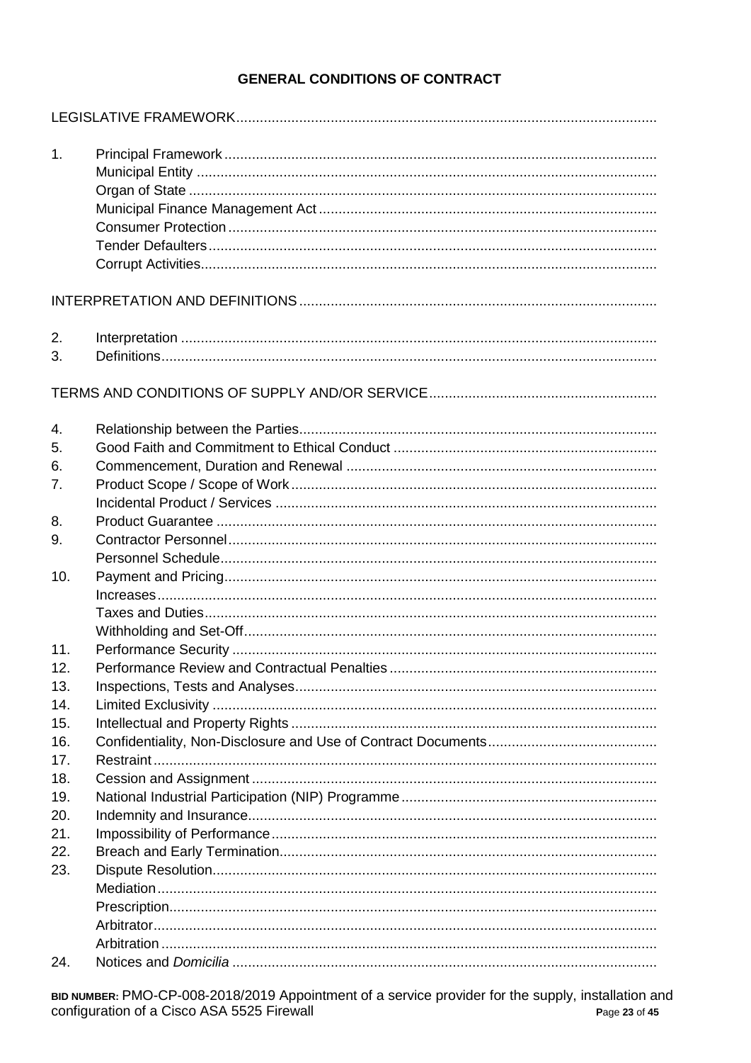# GENERAL CONDITIONS OF CONTRACT

LEGISLATIVE FRAMEWORK

1. Principal Framework
   - Municipal Entity
   - Organ of State
   - Municipal Finance Management Act
   - Consumer Protection
   - Tender Defaulters
   - Corrupt Activities

INTERPRETATION AND DEFINITIONS

2. Interpretation
3. Definitions

TERMS AND CONDITIONS OF SUPPLY AND/OR SERVICE

4. Relationship between the Parties
5. Good Faith and Commitment to Ethical Conduct
6. Commencement, Duration and Renewal
7. Product Scope / Scope of Work
   - Incidental Product / Services
8. Product Guarantee
9. Contractor Personnel
   - Personnel Schedule
10. Payment and Pricing
    - Increases
    - Taxes and Duties
    - Withholding and Set-Off
11. Performance Security
12. Performance Review and Contractual Penalties
13. Inspections, Tests and Analyses
14. Limited Exclusivity
15. Intellectual and Property Rights
16. Confidentiality, Non-Disclosure and Use of Contract Documents
17. Restraint
18. Cession and Assignment
19. National Industrial Participation (NIP) Programme
20. Indemnity and Insurance
21. Impossibility of Performance
22. Breach and Early Termination
23. Dispute Resolution
    - Mediation
    - Prescription
    - Arbitrator
    - Arbitration
24. Notices and *Domicilia*

**BID NUMBER:** PMO-CP-008-2018/2019 Appointment of a service provider for the supply, installation and configuration of a Cisco ASA 5525 Firewall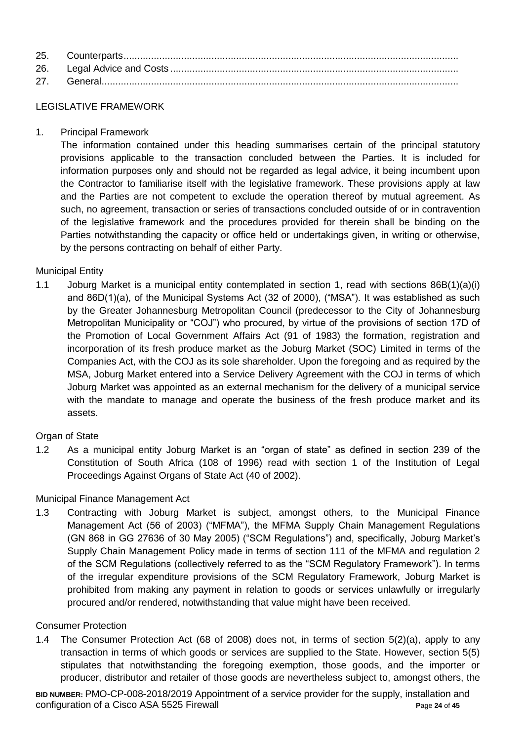25. Counterparts..........................................................................................................................
26. Legal Advice and Costs ........................................................................................................
27. General..................................................................................................................................

## LEGISLATIVE FRAMEWORK

1. Principal Framework

   The information contained under this heading summarises certain of the principal statutory provisions applicable to the transaction concluded between the Parties. It is included for information purposes only and should not be regarded as legal advice, it being incumbent upon the Contractor to familiarise itself with the legislative framework. These provisions apply at law and the Parties are not competent to exclude the operation thereof by mutual agreement. As such, no agreement, transaction or series of transactions concluded outside of or in contravention of the legislative framework and the procedures provided for therein shall be binding on the Parties notwithstanding the capacity or office held or undertakings given, in writing or otherwise, by the persons contracting on behalf of either Party.

Municipal Entity

1.1 Joburg Market is a municipal entity contemplated in section 1, read with sections 86B(1)(a)(i) and 86D(1)(a), of the Municipal Systems Act (32 of 2000), ("MSA"). It was established as such by the Greater Johannesburg Metropolitan Council (predecessor to the City of Johannesburg Metropolitan Municipality or "COJ") who procured, by virtue of the provisions of section 17D of the Promotion of Local Government Affairs Act (91 of 1983) the formation, registration and incorporation of its fresh produce market as the Joburg Market (SOC) Limited in terms of the Companies Act, with the COJ as its sole shareholder. Upon the foregoing and as required by the MSA, Joburg Market entered into a Service Delivery Agreement with the COJ in terms of which Joburg Market was appointed as an external mechanism for the delivery of a municipal service with the mandate to manage and operate the business of the fresh produce market and its assets.

Organ of State

1.2 As a municipal entity Joburg Market is an "organ of state" as defined in section 239 of the Constitution of South Africa (108 of 1996) read with section 1 of the Institution of Legal Proceedings Against Organs of State Act (40 of 2002).

Municipal Finance Management Act

1.3 Contracting with Joburg Market is subject, amongst others, to the Municipal Finance Management Act (56 of 2003) ("MFMA"), the MFMA Supply Chain Management Regulations (GN 868 in GG 27636 of 30 May 2005) ("SCM Regulations") and, specifically, Joburg Market's Supply Chain Management Policy made in terms of section 111 of the MFMA and regulation 2 of the SCM Regulations (collectively referred to as the "SCM Regulatory Framework"). In terms of the irregular expenditure provisions of the SCM Regulatory Framework, Joburg Market is prohibited from making any payment in relation to goods or services unlawfully or irregularly procured and/or rendered, notwithstanding that value might have been received.

Consumer Protection

1.4 The Consumer Protection Act (68 of 2008) does not, in terms of section 5(2)(a), apply to any transaction in terms of which goods or services are supplied to the State. However, section 5(5) stipulates that notwithstanding the foregoing exemption, those goods, and the importer or producer, distributor and retailer of those goods are nevertheless subject to, amongst others, the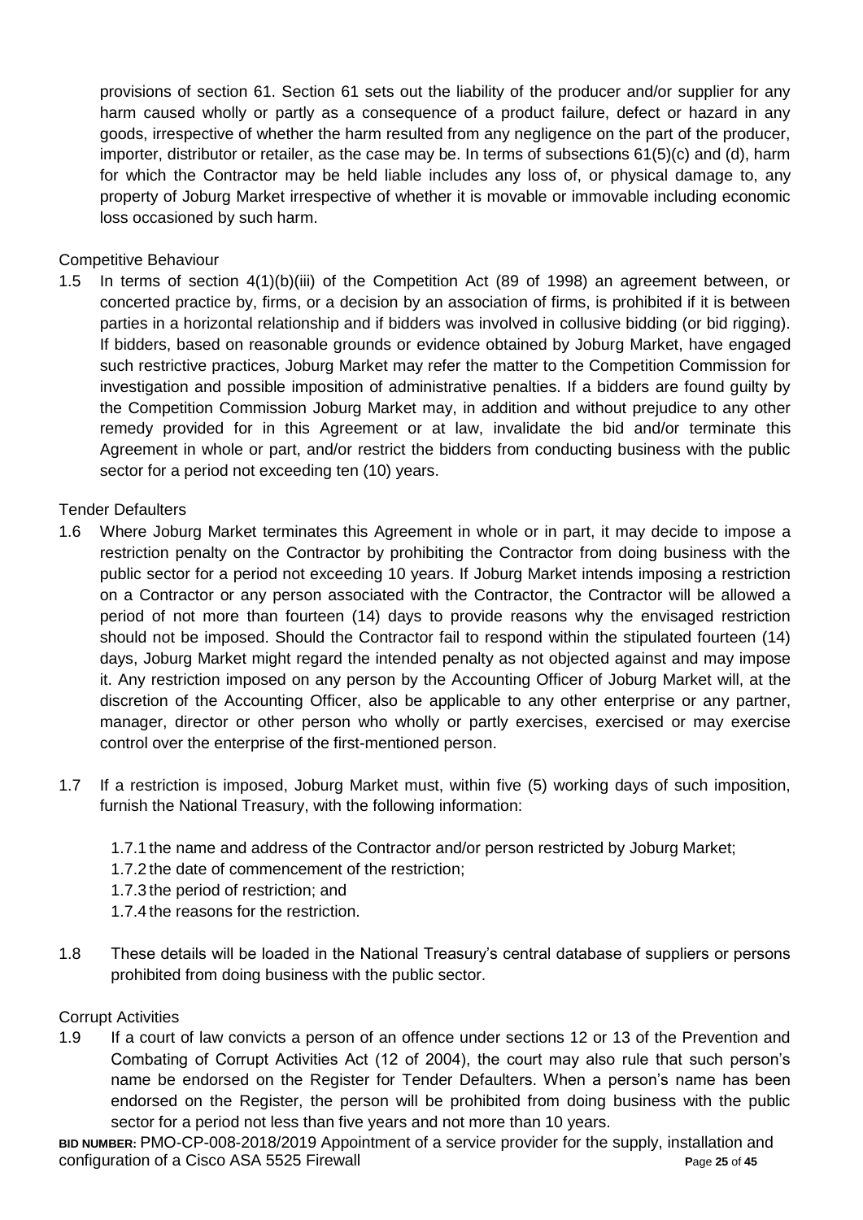provisions of section 61. Section 61 sets out the liability of the producer and/or supplier for any harm caused wholly or partly as a consequence of a product failure, defect or hazard in any goods, irrespective of whether the harm resulted from any negligence on the part of the producer, importer, distributor or retailer, as the case may be. In terms of subsections 61(5)(c) and (d), harm for which the Contractor may be held liable includes any loss of, or physical damage to, any property of Joburg Market irrespective of whether it is movable or immovable including economic loss occasioned by such harm.

Competitive Behaviour

1.5 In terms of section 4(1)(b)(iii) of the Competition Act (89 of 1998) an agreement between, or concerted practice by, firms, or a decision by an association of firms, is prohibited if it is between parties in a horizontal relationship and if bidders was involved in collusive bidding (or bid rigging). If bidders, based on reasonable grounds or evidence obtained by Joburg Market, have engaged such restrictive practices, Joburg Market may refer the matter to the Competition Commission for investigation and possible imposition of administrative penalties. If a bidders are found guilty by the Competition Commission Joburg Market may, in addition and without prejudice to any other remedy provided for in this Agreement or at law, invalidate the bid and/or terminate this Agreement in whole or part, and/or restrict the bidders from conducting business with the public sector for a period not exceeding ten (10) years.

Tender Defaulters

1.6 Where Joburg Market terminates this Agreement in whole or in part, it may decide to impose a restriction penalty on the Contractor by prohibiting the Contractor from doing business with the public sector for a period not exceeding 10 years. If Joburg Market intends imposing a restriction on a Contractor or any person associated with the Contractor, the Contractor will be allowed a period of not more than fourteen (14) days to provide reasons why the envisaged restriction should not be imposed. Should the Contractor fail to respond within the stipulated fourteen (14) days, Joburg Market might regard the intended penalty as not objected against and may impose it. Any restriction imposed on any person by the Accounting Officer of Joburg Market will, at the discretion of the Accounting Officer, also be applicable to any other enterprise or any partner, manager, director or other person who wholly or partly exercises, exercised or may exercise control over the enterprise of the first-mentioned person.

1.7 If a restriction is imposed, Joburg Market must, within five (5) working days of such imposition, furnish the National Treasury, with the following information:

    1.7.1 the name and address of the Contractor and/or person restricted by Joburg Market;
    1.7.2 the date of commencement of the restriction;
    1.7.3 the period of restriction; and
    1.7.4 the reasons for the restriction.

1.8 These details will be loaded in the National Treasury's central database of suppliers or persons prohibited from doing business with the public sector.

Corrupt Activities

1.9 If a court of law convicts a person of an offence under sections 12 or 13 of the Prevention and Combating of Corrupt Activities Act (12 of 2004), the court may also rule that such person's name be endorsed on the Register for Tender Defaulters. When a person's name has been endorsed on the Register, the person will be prohibited from doing business with the public sector for a period not less than five years and not more than 10 years.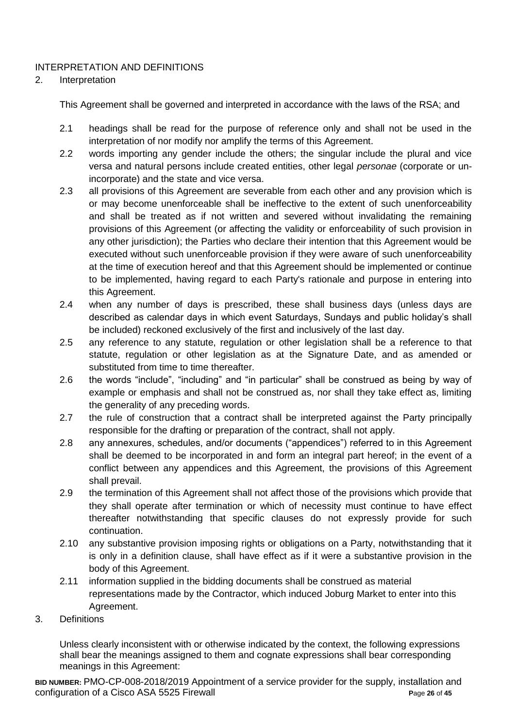INTERPRETATION AND DEFINITIONS

2. Interpretation

   This Agreement shall be governed and interpreted in accordance with the laws of the RSA; and

   2.1 headings shall be read for the purpose of reference only and shall not be used in the interpretation of nor modify nor amplify the terms of this Agreement.

   2.2 words importing any gender include the others; the singular include the plural and vice versa and natural persons include created entities, other legal *personae* (corporate or un-incorporate) and the state and vice versa.

   2.3 all provisions of this Agreement are severable from each other and any provision which is or may become unenforceable shall be ineffective to the extent of such unenforceability and shall be treated as if not written and severed without invalidating the remaining provisions of this Agreement (or affecting the validity or enforceability of such provision in any other jurisdiction); the Parties who declare their intention that this Agreement would be executed without such unenforceable provision if they were aware of such unenforceability at the time of execution hereof and that this Agreement should be implemented or continue to be implemented, having regard to each Party's rationale and purpose in entering into this Agreement.

   2.4 when any number of days is prescribed, these shall business days (unless days are described as calendar days in which event Saturdays, Sundays and public holiday's shall be included) reckoned exclusively of the first and inclusively of the last day.

   2.5 any reference to any statute, regulation or other legislation shall be a reference to that statute, regulation or other legislation as at the Signature Date, and as amended or substituted from time to time thereafter.

   2.6 the words "include", "including" and "in particular" shall be construed as being by way of example or emphasis and shall not be construed as, nor shall they take effect as, limiting the generality of any preceding words.

   2.7 the rule of construction that a contract shall be interpreted against the Party principally responsible for the drafting or preparation of the contract, shall not apply.

   2.8 any annexures, schedules, and/or documents ("appendices") referred to in this Agreement shall be deemed to be incorporated in and form an integral part hereof; in the event of a conflict between any appendices and this Agreement, the provisions of this Agreement shall prevail.

   2.9 the termination of this Agreement shall not affect those of the provisions which provide that they shall operate after termination or which of necessity must continue to have effect thereafter notwithstanding that specific clauses do not expressly provide for such continuation.

   2.10 any substantive provision imposing rights or obligations on a Party, notwithstanding that it is only in a definition clause, shall have effect as if it were a substantive provision in the body of this Agreement.

   2.11 information supplied in the bidding documents shall be construed as material representations made by the Contractor, which induced Joburg Market to enter into this Agreement.

3. Definitions

   Unless clearly inconsistent with or otherwise indicated by the context, the following expressions shall bear the meanings assigned to them and cognate expressions shall bear corresponding meanings in this Agreement: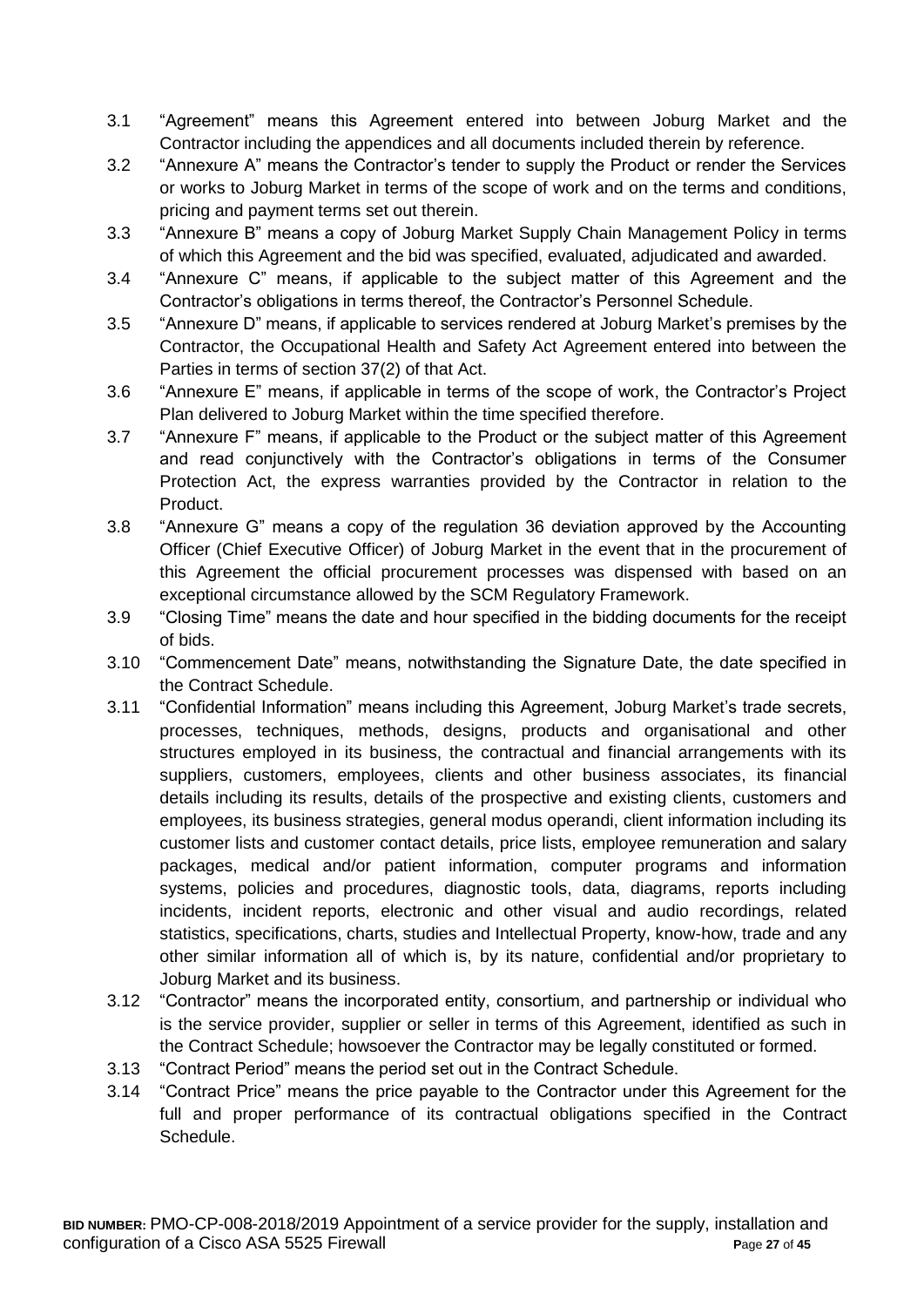3.1 "Agreement" means this Agreement entered into between Joburg Market and the Contractor including the appendices and all documents included therein by reference.

3.2 "Annexure A" means the Contractor's tender to supply the Product or render the Services or works to Joburg Market in terms of the scope of work and on the terms and conditions, pricing and payment terms set out therein.

3.3 "Annexure B" means a copy of Joburg Market Supply Chain Management Policy in terms of which this Agreement and the bid was specified, evaluated, adjudicated and awarded.

3.4 "Annexure C" means, if applicable to the subject matter of this Agreement and the Contractor's obligations in terms thereof, the Contractor's Personnel Schedule.

3.5 "Annexure D" means, if applicable to services rendered at Joburg Market's premises by the Contractor, the Occupational Health and Safety Act Agreement entered into between the Parties in terms of section 37(2) of that Act.

3.6 "Annexure E" means, if applicable in terms of the scope of work, the Contractor's Project Plan delivered to Joburg Market within the time specified therefore.

3.7 "Annexure F" means, if applicable to the Product or the subject matter of this Agreement and read conjunctively with the Contractor's obligations in terms of the Consumer Protection Act, the express warranties provided by the Contractor in relation to the Product.

3.8 "Annexure G" means a copy of the regulation 36 deviation approved by the Accounting Officer (Chief Executive Officer) of Joburg Market in the event that in the procurement of this Agreement the official procurement processes was dispensed with based on an exceptional circumstance allowed by the SCM Regulatory Framework.

3.9 "Closing Time" means the date and hour specified in the bidding documents for the receipt of bids.

3.10 "Commencement Date" means, notwithstanding the Signature Date, the date specified in the Contract Schedule.

3.11 "Confidential Information" means including this Agreement, Joburg Market's trade secrets, processes, techniques, methods, designs, products and organisational and other structures employed in its business, the contractual and financial arrangements with its suppliers, customers, employees, clients and other business associates, its financial details including its results, details of the prospective and existing clients, customers and employees, its business strategies, general modus operandi, client information including its customer lists and customer contact details, price lists, employee remuneration and salary packages, medical and/or patient information, computer programs and information systems, policies and procedures, diagnostic tools, data, diagrams, reports including incidents, incident reports, electronic and other visual and audio recordings, related statistics, specifications, charts, studies and Intellectual Property, know-how, trade and any other similar information all of which is, by its nature, confidential and/or proprietary to Joburg Market and its business.

3.12 "Contractor" means the incorporated entity, consortium, and partnership or individual who is the service provider, supplier or seller in terms of this Agreement, identified as such in the Contract Schedule; howsoever the Contractor may be legally constituted or formed.

3.13 "Contract Period" means the period set out in the Contract Schedule.

3.14 "Contract Price" means the price payable to the Contractor under this Agreement for the full and proper performance of its contractual obligations specified in the Contract Schedule.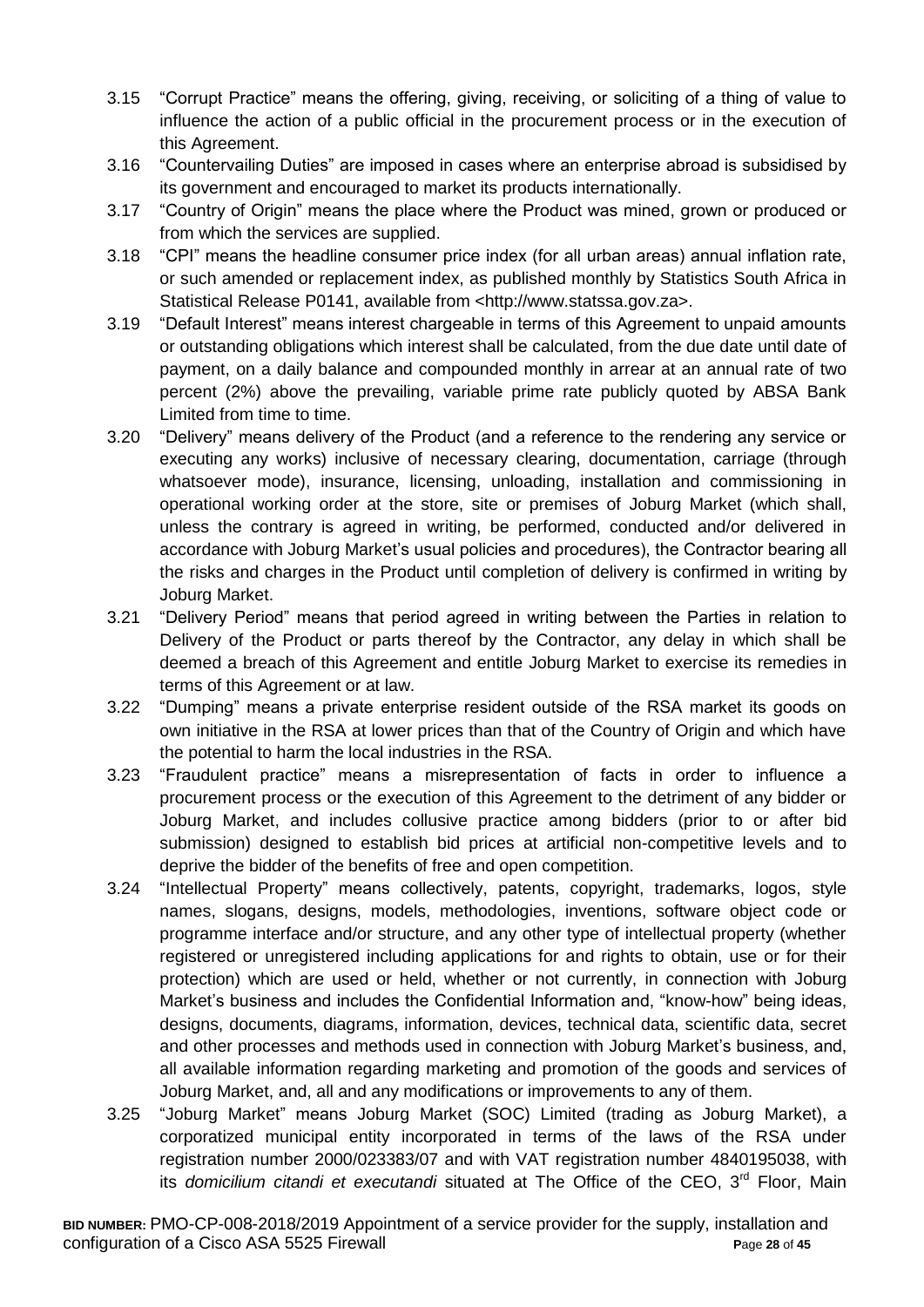3.15 "Corrupt Practice" means the offering, giving, receiving, or soliciting of a thing of value to influence the action of a public official in the procurement process or in the execution of this Agreement.

3.16 "Countervailing Duties" are imposed in cases where an enterprise abroad is subsidised by its government and encouraged to market its products internationally.

3.17 "Country of Origin" means the place where the Product was mined, grown or produced or from which the services are supplied.

3.18 "CPI" means the headline consumer price index (for all urban areas) annual inflation rate, or such amended or replacement index, as published monthly by Statistics South Africa in Statistical Release P0141, available from <http://www.statssa.gov.za>.

3.19 "Default Interest" means interest chargeable in terms of this Agreement to unpaid amounts or outstanding obligations which interest shall be calculated, from the due date until date of payment, on a daily balance and compounded monthly in arrear at an annual rate of two percent (2%) above the prevailing, variable prime rate publicly quoted by ABSA Bank Limited from time to time.

3.20 "Delivery" means delivery of the Product (and a reference to the rendering any service or executing any works) inclusive of necessary clearing, documentation, carriage (through whatsoever mode), insurance, licensing, unloading, installation and commissioning in operational working order at the store, site or premises of Joburg Market (which shall, unless the contrary is agreed in writing, be performed, conducted and/or delivered in accordance with Joburg Market's usual policies and procedures), the Contractor bearing all the risks and charges in the Product until completion of delivery is confirmed in writing by Joburg Market.

3.21 "Delivery Period" means that period agreed in writing between the Parties in relation to Delivery of the Product or parts thereof by the Contractor, any delay in which shall be deemed a breach of this Agreement and entitle Joburg Market to exercise its remedies in terms of this Agreement or at law.

3.22 "Dumping" means a private enterprise resident outside of the RSA market its goods on own initiative in the RSA at lower prices than that of the Country of Origin and which have the potential to harm the local industries in the RSA.

3.23 "Fraudulent practice" means a misrepresentation of facts in order to influence a procurement process or the execution of this Agreement to the detriment of any bidder or Joburg Market, and includes collusive practice among bidders (prior to or after bid submission) designed to establish bid prices at artificial non-competitive levels and to deprive the bidder of the benefits of free and open competition.

3.24 "Intellectual Property" means collectively, patents, copyright, trademarks, logos, style names, slogans, designs, models, methodologies, inventions, software object code or programme interface and/or structure, and any other type of intellectual property (whether registered or unregistered including applications for and rights to obtain, use or for their protection) which are used or held, whether or not currently, in connection with Joburg Market's business and includes the Confidential Information and, "know-how" being ideas, designs, documents, diagrams, information, devices, technical data, scientific data, secret and other processes and methods used in connection with Joburg Market's business, and, all available information regarding marketing and promotion of the goods and services of Joburg Market, and, all and any modifications or improvements to any of them.

3.25 "Joburg Market" means Joburg Market (SOC) Limited (trading as Joburg Market), a corporatized municipal entity incorporated in terms of the laws of the RSA under registration number 2000/023383/07 and with VAT registration number 4840195038, with its *domicilium citandi et executandi* situated at The Office of the CEO, 3rd Floor, Main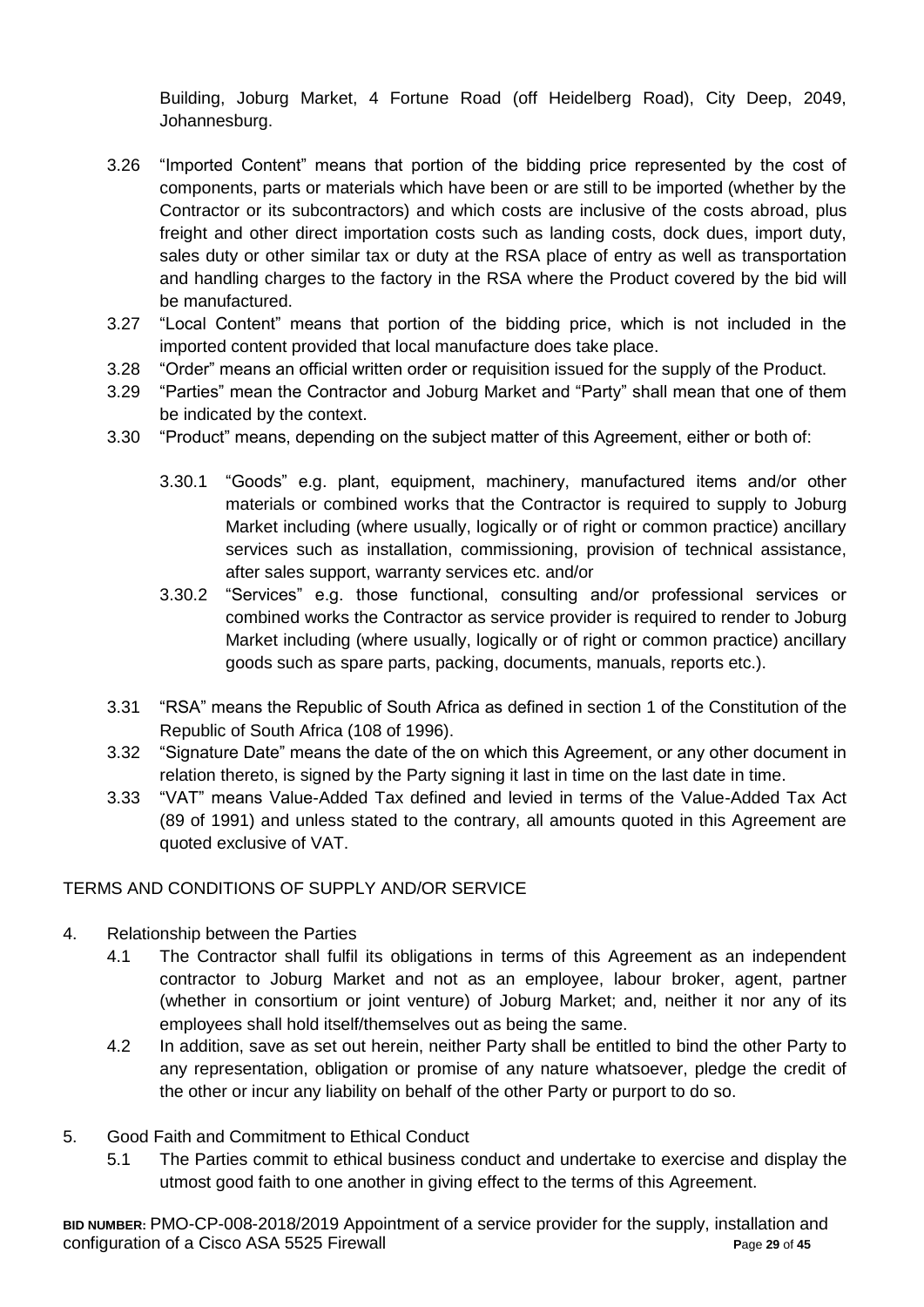Building, Joburg Market, 4 Fortune Road (off Heidelberg Road), City Deep, 2049, Johannesburg.

3.26 "Imported Content" means that portion of the bidding price represented by the cost of components, parts or materials which have been or are still to be imported (whether by the Contractor or its subcontractors) and which costs are inclusive of the costs abroad, plus freight and other direct importation costs such as landing costs, dock dues, import duty, sales duty or other similar tax or duty at the RSA place of entry as well as transportation and handling charges to the factory in the RSA where the Product covered by the bid will be manufactured.

3.27 "Local Content" means that portion of the bidding price, which is not included in the imported content provided that local manufacture does take place.

3.28 "Order" means an official written order or requisition issued for the supply of the Product.

3.29 "Parties" mean the Contractor and Joburg Market and "Party" shall mean that one of them be indicated by the context.

3.30 "Product" means, depending on the subject matter of this Agreement, either or both of:

3.30.1 "Goods" e.g. plant, equipment, machinery, manufactured items and/or other materials or combined works that the Contractor is required to supply to Joburg Market including (where usually, logically or of right or common practice) ancillary services such as installation, commissioning, provision of technical assistance, after sales support, warranty services etc. and/or

3.30.2 "Services" e.g. those functional, consulting and/or professional services or combined works the Contractor as service provider is required to render to Joburg Market including (where usually, logically or of right or common practice) ancillary goods such as spare parts, packing, documents, manuals, reports etc.).

3.31 "RSA" means the Republic of South Africa as defined in section 1 of the Constitution of the Republic of South Africa (108 of 1996).

3.32 "Signature Date" means the date of the on which this Agreement, or any other document in relation thereto, is signed by the Party signing it last in time on the last date in time.

3.33 "VAT" means Value-Added Tax defined and levied in terms of the Value-Added Tax Act (89 of 1991) and unless stated to the contrary, all amounts quoted in this Agreement are quoted exclusive of VAT.

## TERMS AND CONDITIONS OF SUPPLY AND/OR SERVICE

4. Relationship between the Parties

4.1 The Contractor shall fulfil its obligations in terms of this Agreement as an independent contractor to Joburg Market and not as an employee, labour broker, agent, partner (whether in consortium or joint venture) of Joburg Market; and, neither it nor any of its employees shall hold itself/themselves out as being the same.

4.2 In addition, save as set out herein, neither Party shall be entitled to bind the other Party to any representation, obligation or promise of any nature whatsoever, pledge the credit of the other or incur any liability on behalf of the other Party or purport to do so.

5. Good Faith and Commitment to Ethical Conduct

5.1 The Parties commit to ethical business conduct and undertake to exercise and display the utmost good faith to one another in giving effect to the terms of this Agreement.

**BID NUMBER:** PMO-CP-008-2018/2019 Appointment of a service provider for the supply, installation and configuration of a Cisco ASA 5525 Firewall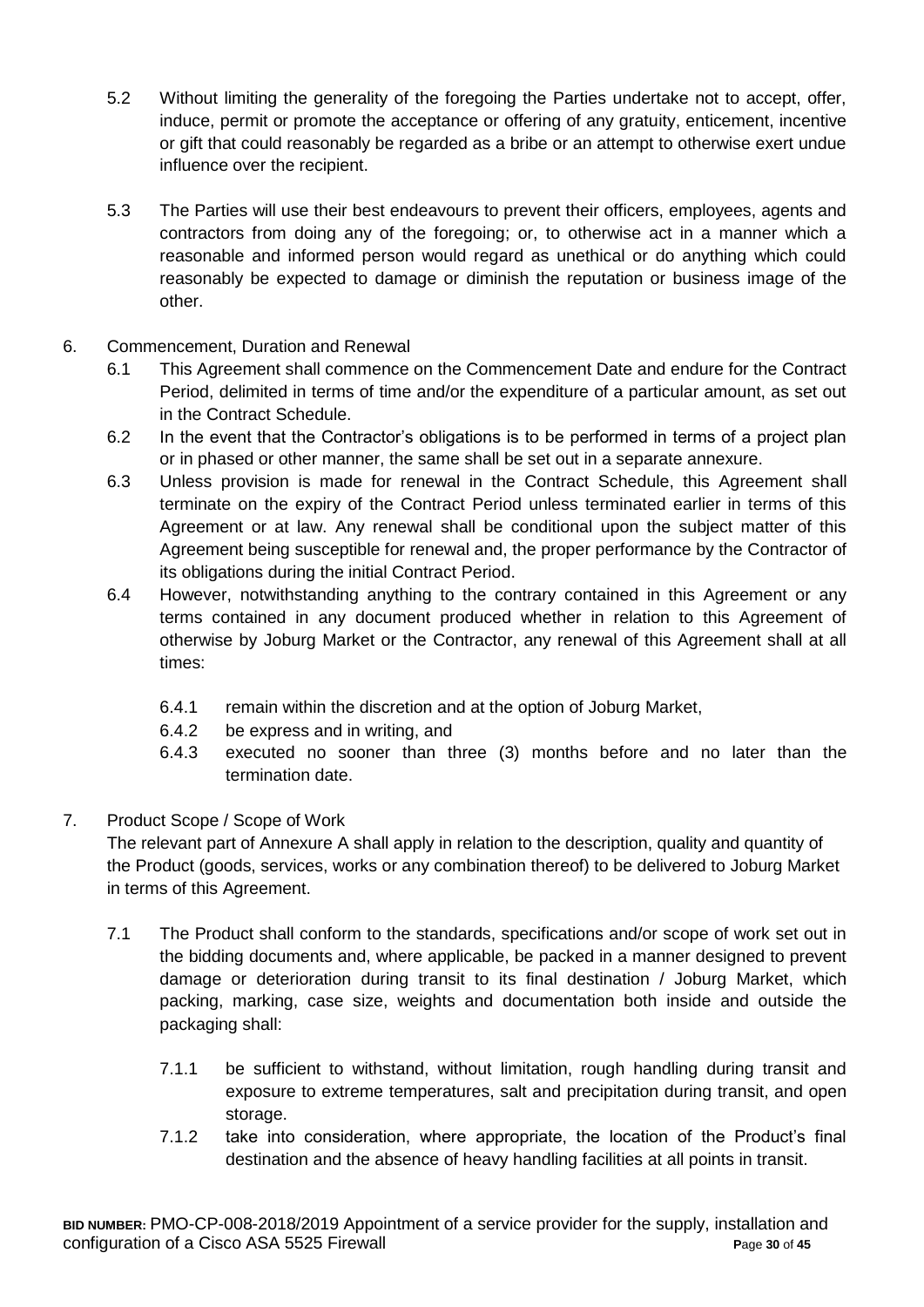5.2 Without limiting the generality of the foregoing the Parties undertake not to accept, offer, induce, permit or promote the acceptance or offering of any gratuity, enticement, incentive or gift that could reasonably be regarded as a bribe or an attempt to otherwise exert undue influence over the recipient.

5.3 The Parties will use their best endeavours to prevent their officers, employees, agents and contractors from doing any of the foregoing; or, to otherwise act in a manner which a reasonable and informed person would regard as unethical or do anything which could reasonably be expected to damage or diminish the reputation or business image of the other.

6. Commencement, Duration and Renewal

6.1 This Agreement shall commence on the Commencement Date and endure for the Contract Period, delimited in terms of time and/or the expenditure of a particular amount, as set out in the Contract Schedule.

6.2 In the event that the Contractor's obligations is to be performed in terms of a project plan or in phased or other manner, the same shall be set out in a separate annexure.

6.3 Unless provision is made for renewal in the Contract Schedule, this Agreement shall terminate on the expiry of the Contract Period unless terminated earlier in terms of this Agreement or at law. Any renewal shall be conditional upon the subject matter of this Agreement being susceptible for renewal and, the proper performance by the Contractor of its obligations during the initial Contract Period.

6.4 However, notwithstanding anything to the contrary contained in this Agreement or any terms contained in any document produced whether in relation to this Agreement of otherwise by Joburg Market or the Contractor, any renewal of this Agreement shall at all times:

6.4.1 remain within the discretion and at the option of Joburg Market,

6.4.2 be express and in writing, and

6.4.3 executed no sooner than three (3) months before and no later than the termination date.

7. Product Scope / Scope of Work

The relevant part of Annexure A shall apply in relation to the description, quality and quantity of the Product (goods, services, works or any combination thereof) to be delivered to Joburg Market in terms of this Agreement.

7.1 The Product shall conform to the standards, specifications and/or scope of work set out in the bidding documents and, where applicable, be packed in a manner designed to prevent damage or deterioration during transit to its final destination / Joburg Market, which packing, marking, case size, weights and documentation both inside and outside the packaging shall:

7.1.1 be sufficient to withstand, without limitation, rough handling during transit and exposure to extreme temperatures, salt and precipitation during transit, and open storage.

7.1.2 take into consideration, where appropriate, the location of the Product's final destination and the absence of heavy handling facilities at all points in transit.

**BID NUMBER:** PMO-CP-008-2018/2019 Appointment of a service provider for the supply, installation and configuration of a Cisco ASA 5525 Firewall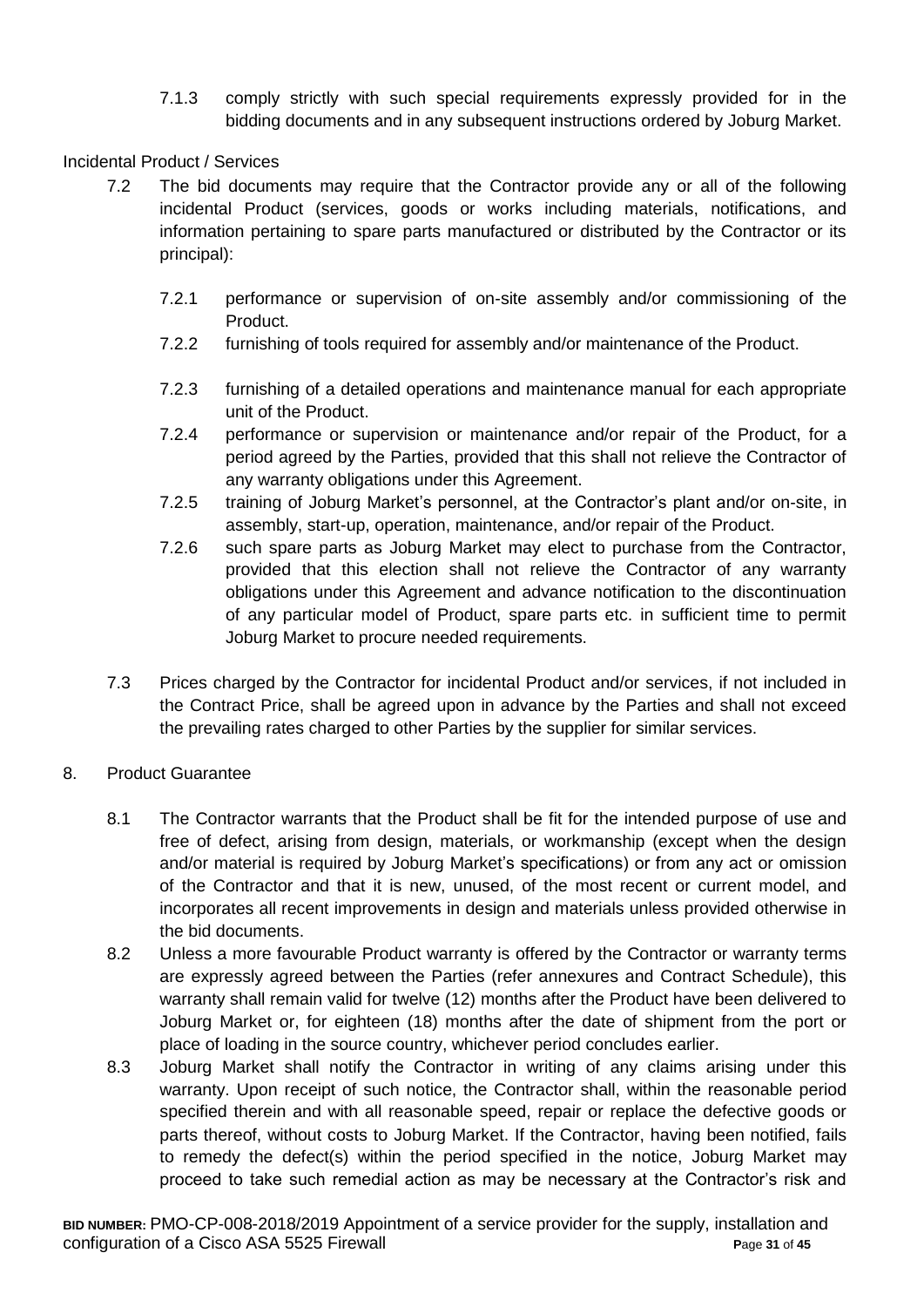7.1.3 comply strictly with such special requirements expressly provided for in the bidding documents and in any subsequent instructions ordered by Joburg Market.

Incidental Product / Services

7.2 The bid documents may require that the Contractor provide any or all of the following incidental Product (services, goods or works including materials, notifications, and information pertaining to spare parts manufactured or distributed by the Contractor or its principal):

7.2.1 performance or supervision of on-site assembly and/or commissioning of the Product.

7.2.2 furnishing of tools required for assembly and/or maintenance of the Product.

7.2.3 furnishing of a detailed operations and maintenance manual for each appropriate unit of the Product.

7.2.4 performance or supervision or maintenance and/or repair of the Product, for a period agreed by the Parties, provided that this shall not relieve the Contractor of any warranty obligations under this Agreement.

7.2.5 training of Joburg Market's personnel, at the Contractor's plant and/or on-site, in assembly, start-up, operation, maintenance, and/or repair of the Product.

7.2.6 such spare parts as Joburg Market may elect to purchase from the Contractor, provided that this election shall not relieve the Contractor of any warranty obligations under this Agreement and advance notification to the discontinuation of any particular model of Product, spare parts etc. in sufficient time to permit Joburg Market to procure needed requirements.

7.3 Prices charged by the Contractor for incidental Product and/or services, if not included in the Contract Price, shall be agreed upon in advance by the Parties and shall not exceed the prevailing rates charged to other Parties by the supplier for similar services.

8. Product Guarantee

8.1 The Contractor warrants that the Product shall be fit for the intended purpose of use and free of defect, arising from design, materials, or workmanship (except when the design and/or material is required by Joburg Market's specifications) or from any act or omission of the Contractor and that it is new, unused, of the most recent or current model, and incorporates all recent improvements in design and materials unless provided otherwise in the bid documents.

8.2 Unless a more favourable Product warranty is offered by the Contractor or warranty terms are expressly agreed between the Parties (refer annexures and Contract Schedule), this warranty shall remain valid for twelve (12) months after the Product have been delivered to Joburg Market or, for eighteen (18) months after the date of shipment from the port or place of loading in the source country, whichever period concludes earlier.

8.3 Joburg Market shall notify the Contractor in writing of any claims arising under this warranty. Upon receipt of such notice, the Contractor shall, within the reasonable period specified therein and with all reasonable speed, repair or replace the defective goods or parts thereof, without costs to Joburg Market. If the Contractor, having been notified, fails to remedy the defect(s) within the period specified in the notice, Joburg Market may proceed to take such remedial action as may be necessary at the Contractor's risk and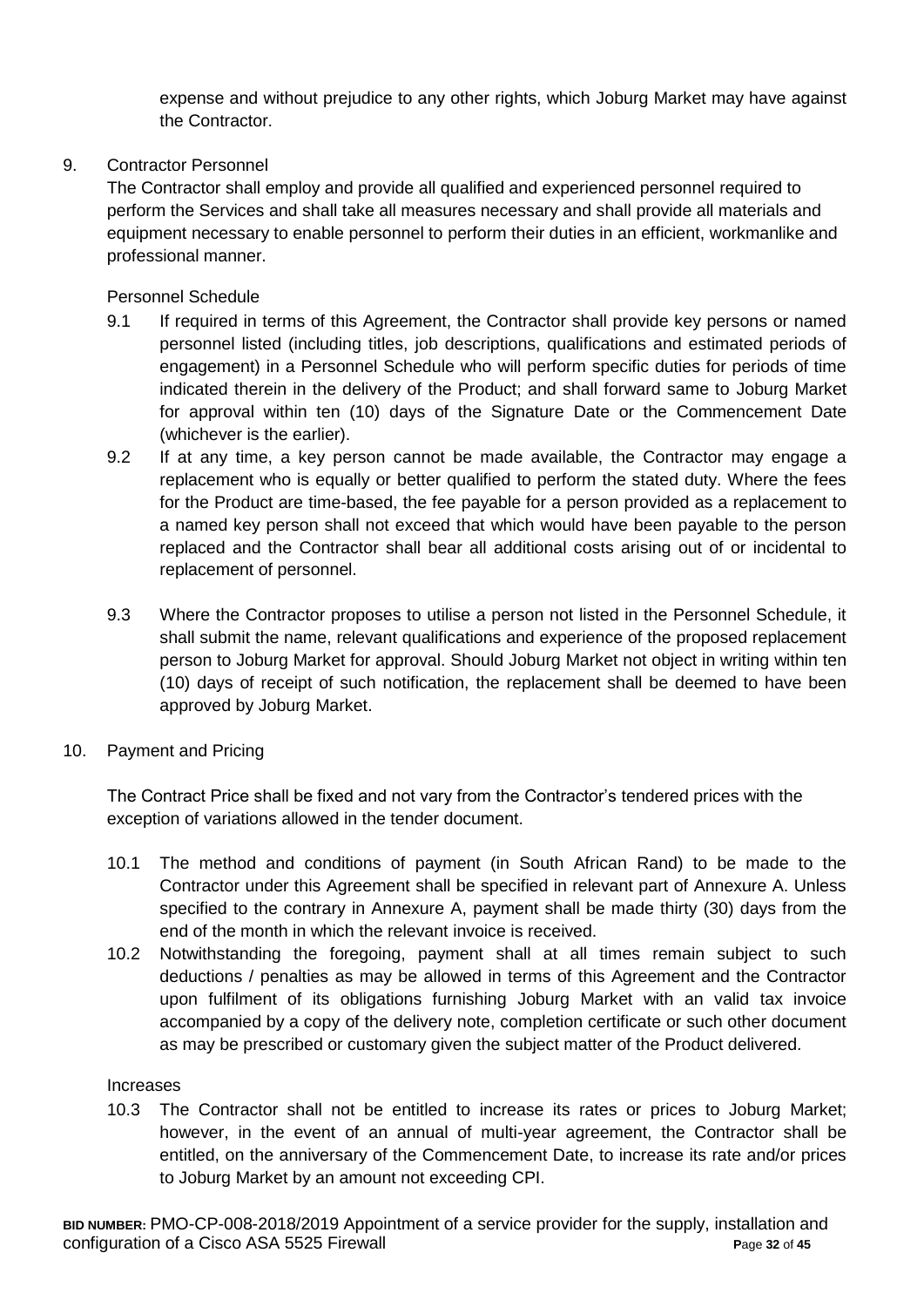expense and without prejudice to any other rights, which Joburg Market may have against the Contractor.

9. Contractor Personnel

The Contractor shall employ and provide all qualified and experienced personnel required to perform the Services and shall take all measures necessary and shall provide all materials and equipment necessary to enable personnel to perform their duties in an efficient, workmanlike and professional manner.

Personnel Schedule

9.1 If required in terms of this Agreement, the Contractor shall provide key persons or named personnel listed (including titles, job descriptions, qualifications and estimated periods of engagement) in a Personnel Schedule who will perform specific duties for periods of time indicated therein in the delivery of the Product; and shall forward same to Joburg Market for approval within ten (10) days of the Signature Date or the Commencement Date (whichever is the earlier).

9.2 If at any time, a key person cannot be made available, the Contractor may engage a replacement who is equally or better qualified to perform the stated duty. Where the fees for the Product are time-based, the fee payable for a person provided as a replacement to a named key person shall not exceed that which would have been payable to the person replaced and the Contractor shall bear all additional costs arising out of or incidental to replacement of personnel.

9.3 Where the Contractor proposes to utilise a person not listed in the Personnel Schedule, it shall submit the name, relevant qualifications and experience of the proposed replacement person to Joburg Market for approval. Should Joburg Market not object in writing within ten (10) days of receipt of such notification, the replacement shall be deemed to have been approved by Joburg Market.

10. Payment and Pricing

The Contract Price shall be fixed and not vary from the Contractor's tendered prices with the exception of variations allowed in the tender document.

10.1 The method and conditions of payment (in South African Rand) to be made to the Contractor under this Agreement shall be specified in relevant part of Annexure A. Unless specified to the contrary in Annexure A, payment shall be made thirty (30) days from the end of the month in which the relevant invoice is received.

10.2 Notwithstanding the foregoing, payment shall at all times remain subject to such deductions / penalties as may be allowed in terms of this Agreement and the Contractor upon fulfilment of its obligations furnishing Joburg Market with an valid tax invoice accompanied by a copy of the delivery note, completion certificate or such other document as may be prescribed or customary given the subject matter of the Product delivered.

Increases

10.3 The Contractor shall not be entitled to increase its rates or prices to Joburg Market; however, in the event of an annual of multi-year agreement, the Contractor shall be entitled, on the anniversary of the Commencement Date, to increase its rate and/or prices to Joburg Market by an amount not exceeding CPI.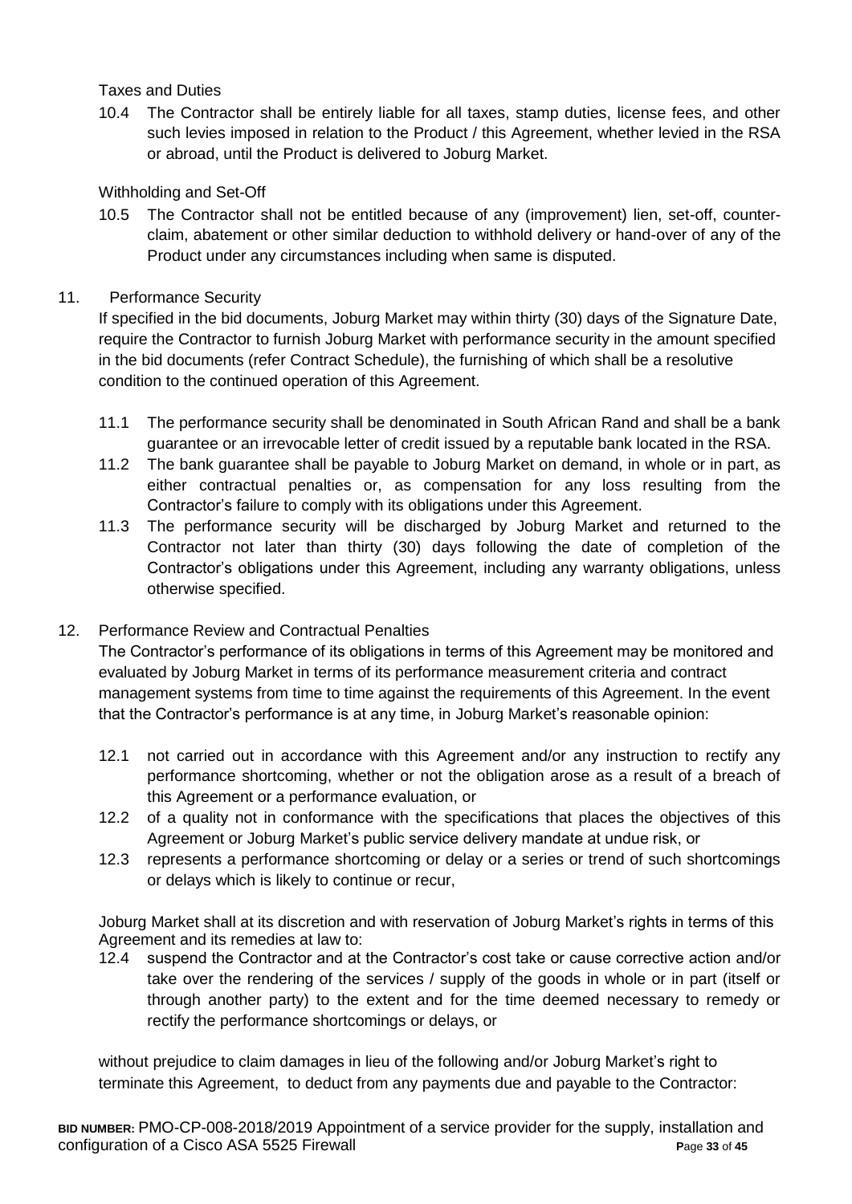Taxes and Duties

10.4 The Contractor shall be entirely liable for all taxes, stamp duties, license fees, and other such levies imposed in relation to the Product / this Agreement, whether levied in the RSA or abroad, until the Product is delivered to Joburg Market.

Withholding and Set-Off

10.5 The Contractor shall not be entitled because of any (improvement) lien, set-off, counter-claim, abatement or other similar deduction to withhold delivery or hand-over of any of the Product under any circumstances including when same is disputed.

11. Performance Security

If specified in the bid documents, Joburg Market may within thirty (30) days of the Signature Date, require the Contractor to furnish Joburg Market with performance security in the amount specified in the bid documents (refer Contract Schedule), the furnishing of which shall be a resolutive condition to the continued operation of this Agreement.

11.1 The performance security shall be denominated in South African Rand and shall be a bank guarantee or an irrevocable letter of credit issued by a reputable bank located in the RSA.

11.2 The bank guarantee shall be payable to Joburg Market on demand, in whole or in part, as either contractual penalties or, as compensation for any loss resulting from the Contractor's failure to comply with its obligations under this Agreement.

11.3 The performance security will be discharged by Joburg Market and returned to the Contractor not later than thirty (30) days following the date of completion of the Contractor's obligations under this Agreement, including any warranty obligations, unless otherwise specified.

12. Performance Review and Contractual Penalties

The Contractor's performance of its obligations in terms of this Agreement may be monitored and evaluated by Joburg Market in terms of its performance measurement criteria and contract management systems from time to time against the requirements of this Agreement. In the event that the Contractor's performance is at any time, in Joburg Market's reasonable opinion:

12.1 not carried out in accordance with this Agreement and/or any instruction to rectify any performance shortcoming, whether or not the obligation arose as a result of a breach of this Agreement or a performance evaluation, or

12.2 of a quality not in conformance with the specifications that places the objectives of this Agreement or Joburg Market's public service delivery mandate at undue risk, or

12.3 represents a performance shortcoming or delay or a series or trend of such shortcomings or delays which is likely to continue or recur,

Joburg Market shall at its discretion and with reservation of Joburg Market's rights in terms of this Agreement and its remedies at law to:

12.4 suspend the Contractor and at the Contractor's cost take or cause corrective action and/or take over the rendering of the services / supply of the goods in whole or in part (itself or through another party) to the extent and for the time deemed necessary to remedy or rectify the performance shortcomings or delays, or

without prejudice to claim damages in lieu of the following and/or Joburg Market's right to terminate this Agreement, to deduct from any payments due and payable to the Contractor: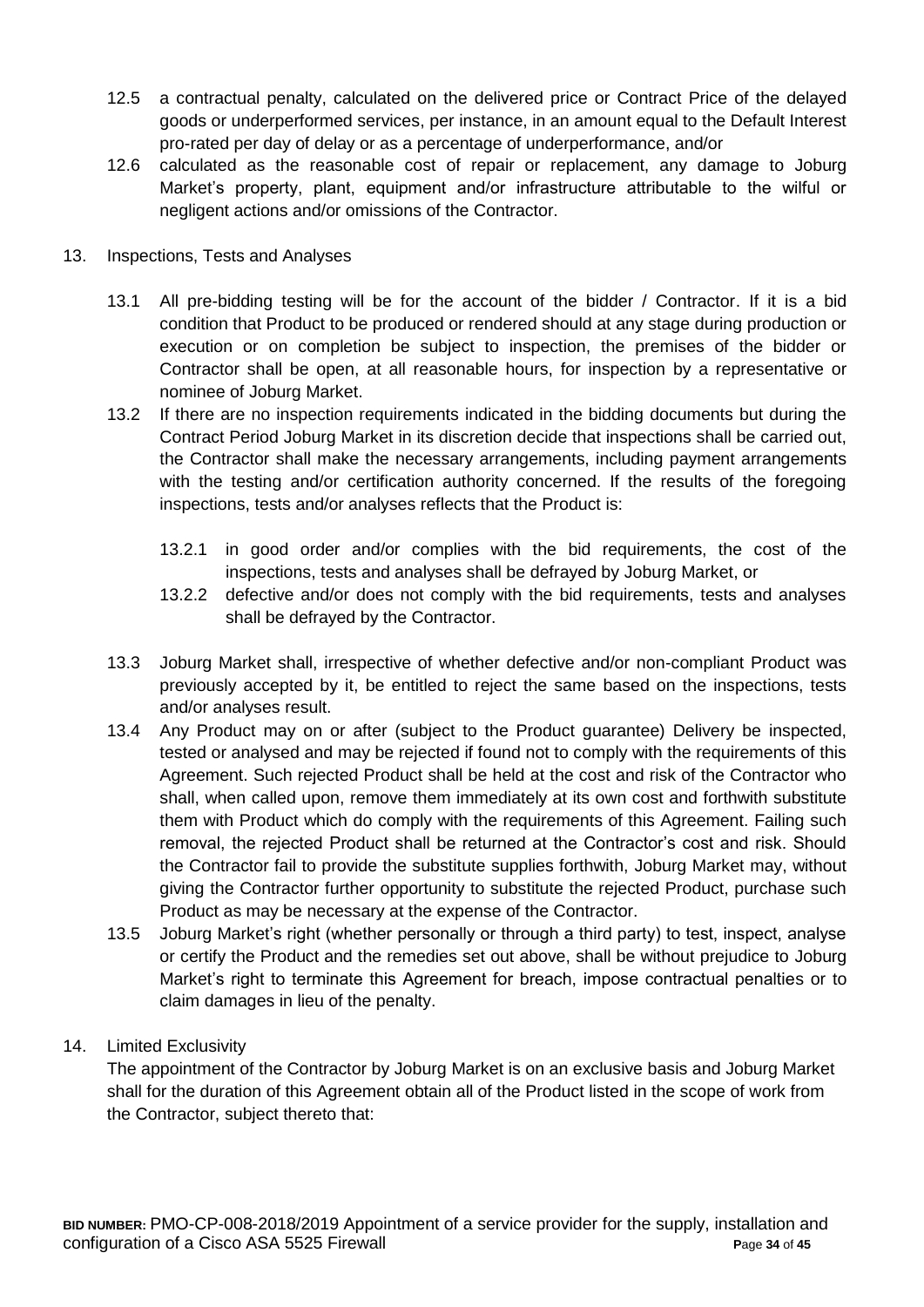12.5 a contractual penalty, calculated on the delivered price or Contract Price of the delayed goods or underperformed services, per instance, in an amount equal to the Default Interest pro-rated per day of delay or as a percentage of underperformance, and/or

12.6 calculated as the reasonable cost of repair or replacement, any damage to Joburg Market's property, plant, equipment and/or infrastructure attributable to the wilful or negligent actions and/or omissions of the Contractor.

13. Inspections, Tests and Analyses

13.1 All pre-bidding testing will be for the account of the bidder / Contractor. If it is a bid condition that Product to be produced or rendered should at any stage during production or execution or on completion be subject to inspection, the premises of the bidder or Contractor shall be open, at all reasonable hours, for inspection by a representative or nominee of Joburg Market.

13.2 If there are no inspection requirements indicated in the bidding documents but during the Contract Period Joburg Market in its discretion decide that inspections shall be carried out, the Contractor shall make the necessary arrangements, including payment arrangements with the testing and/or certification authority concerned. If the results of the foregoing inspections, tests and/or analyses reflects that the Product is:

13.2.1 in good order and/or complies with the bid requirements, the cost of the inspections, tests and analyses shall be defrayed by Joburg Market, or

13.2.2 defective and/or does not comply with the bid requirements, tests and analyses shall be defrayed by the Contractor.

13.3 Joburg Market shall, irrespective of whether defective and/or non-compliant Product was previously accepted by it, be entitled to reject the same based on the inspections, tests and/or analyses result.

13.4 Any Product may on or after (subject to the Product guarantee) Delivery be inspected, tested or analysed and may be rejected if found not to comply with the requirements of this Agreement. Such rejected Product shall be held at the cost and risk of the Contractor who shall, when called upon, remove them immediately at its own cost and forthwith substitute them with Product which do comply with the requirements of this Agreement. Failing such removal, the rejected Product shall be returned at the Contractor's cost and risk. Should the Contractor fail to provide the substitute supplies forthwith, Joburg Market may, without giving the Contractor further opportunity to substitute the rejected Product, purchase such Product as may be necessary at the expense of the Contractor.

13.5 Joburg Market's right (whether personally or through a third party) to test, inspect, analyse or certify the Product and the remedies set out above, shall be without prejudice to Joburg Market's right to terminate this Agreement for breach, impose contractual penalties or to claim damages in lieu of the penalty.

14. Limited Exclusivity

The appointment of the Contractor by Joburg Market is on an exclusive basis and Joburg Market shall for the duration of this Agreement obtain all of the Product listed in the scope of work from the Contractor, subject thereto that: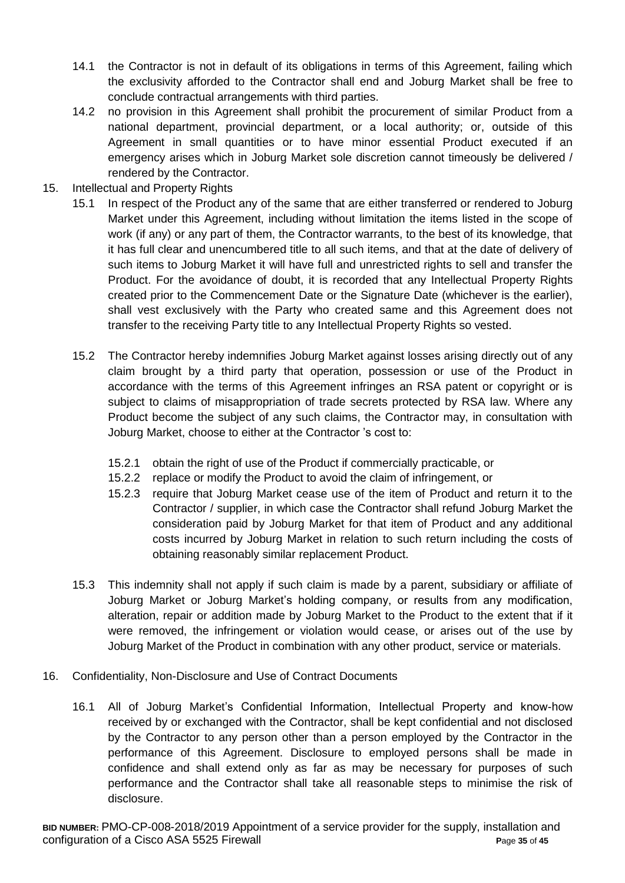14.1 the Contractor is not in default of its obligations in terms of this Agreement, failing which the exclusivity afforded to the Contractor shall end and Joburg Market shall be free to conclude contractual arrangements with third parties.

14.2 no provision in this Agreement shall prohibit the procurement of similar Product from a national department, provincial department, or a local authority; or, outside of this Agreement in small quantities or to have minor essential Product executed if an emergency arises which in Joburg Market sole discretion cannot timeously be delivered / rendered by the Contractor.

15. Intellectual and Property Rights

15.1 In respect of the Product any of the same that are either transferred or rendered to Joburg Market under this Agreement, including without limitation the items listed in the scope of work (if any) or any part of them, the Contractor warrants, to the best of its knowledge, that it has full clear and unencumbered title to all such items, and that at the date of delivery of such items to Joburg Market it will have full and unrestricted rights to sell and transfer the Product. For the avoidance of doubt, it is recorded that any Intellectual Property Rights created prior to the Commencement Date or the Signature Date (whichever is the earlier), shall vest exclusively with the Party who created same and this Agreement does not transfer to the receiving Party title to any Intellectual Property Rights so vested.

15.2 The Contractor hereby indemnifies Joburg Market against losses arising directly out of any claim brought by a third party that operation, possession or use of the Product in accordance with the terms of this Agreement infringes an RSA patent or copyright or is subject to claims of misappropriation of trade secrets protected by RSA law. Where any Product become the subject of any such claims, the Contractor may, in consultation with Joburg Market, choose to either at the Contractor 's cost to:

15.2.1 obtain the right of use of the Product if commercially practicable, or

15.2.2 replace or modify the Product to avoid the claim of infringement, or

15.2.3 require that Joburg Market cease use of the item of Product and return it to the Contractor / supplier, in which case the Contractor shall refund Joburg Market the consideration paid by Joburg Market for that item of Product and any additional costs incurred by Joburg Market in relation to such return including the costs of obtaining reasonably similar replacement Product.

15.3 This indemnity shall not apply if such claim is made by a parent, subsidiary or affiliate of Joburg Market or Joburg Market's holding company, or results from any modification, alteration, repair or addition made by Joburg Market to the Product to the extent that if it were removed, the infringement or violation would cease, or arises out of the use by Joburg Market of the Product in combination with any other product, service or materials.

16. Confidentiality, Non-Disclosure and Use of Contract Documents

16.1 All of Joburg Market's Confidential Information, Intellectual Property and know-how received by or exchanged with the Contractor, shall be kept confidential and not disclosed by the Contractor to any person other than a person employed by the Contractor in the performance of this Agreement. Disclosure to employed persons shall be made in confidence and shall extend only as far as may be necessary for purposes of such performance and the Contractor shall take all reasonable steps to minimise the risk of disclosure.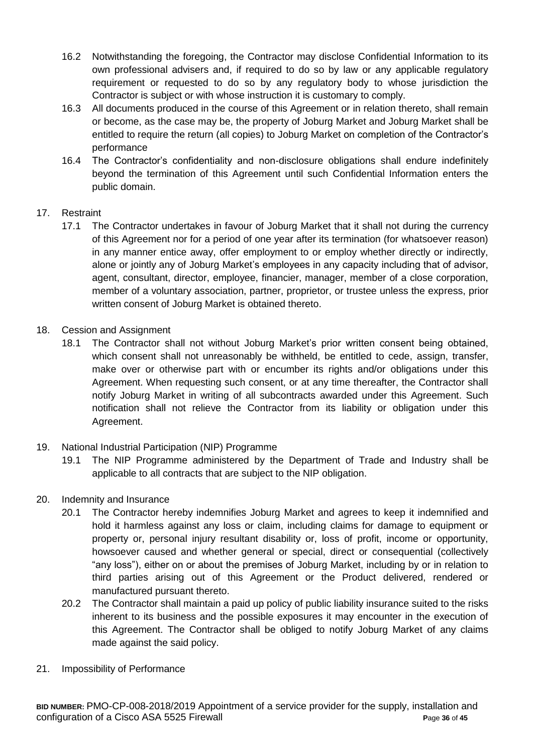16.2 Notwithstanding the foregoing, the Contractor may disclose Confidential Information to its own professional advisers and, if required to do so by law or any applicable regulatory requirement or requested to do so by any regulatory body to whose jurisdiction the Contractor is subject or with whose instruction it is customary to comply.

16.3 All documents produced in the course of this Agreement or in relation thereto, shall remain or become, as the case may be, the property of Joburg Market and Joburg Market shall be entitled to require the return (all copies) to Joburg Market on completion of the Contractor's performance

16.4 The Contractor's confidentiality and non-disclosure obligations shall endure indefinitely beyond the termination of this Agreement until such Confidential Information enters the public domain.

17. Restraint

17.1 The Contractor undertakes in favour of Joburg Market that it shall not during the currency of this Agreement nor for a period of one year after its termination (for whatsoever reason) in any manner entice away, offer employment to or employ whether directly or indirectly, alone or jointly any of Joburg Market's employees in any capacity including that of advisor, agent, consultant, director, employee, financier, manager, member of a close corporation, member of a voluntary association, partner, proprietor, or trustee unless the express, prior written consent of Joburg Market is obtained thereto.

18. Cession and Assignment

18.1 The Contractor shall not without Joburg Market's prior written consent being obtained, which consent shall not unreasonably be withheld, be entitled to cede, assign, transfer, make over or otherwise part with or encumber its rights and/or obligations under this Agreement. When requesting such consent, or at any time thereafter, the Contractor shall notify Joburg Market in writing of all subcontracts awarded under this Agreement. Such notification shall not relieve the Contractor from its liability or obligation under this Agreement.

19. National Industrial Participation (NIP) Programme

19.1 The NIP Programme administered by the Department of Trade and Industry shall be applicable to all contracts that are subject to the NIP obligation.

20. Indemnity and Insurance

20.1 The Contractor hereby indemnifies Joburg Market and agrees to keep it indemnified and hold it harmless against any loss or claim, including claims for damage to equipment or property or, personal injury resultant disability or, loss of profit, income or opportunity, howsoever caused and whether general or special, direct or consequential (collectively "any loss"), either on or about the premises of Joburg Market, including by or in relation to third parties arising out of this Agreement or the Product delivered, rendered or manufactured pursuant thereto.

20.2 The Contractor shall maintain a paid up policy of public liability insurance suited to the risks inherent to its business and the possible exposures it may encounter in the execution of this Agreement. The Contractor shall be obliged to notify Joburg Market of any claims made against the said policy.

21. Impossibility of Performance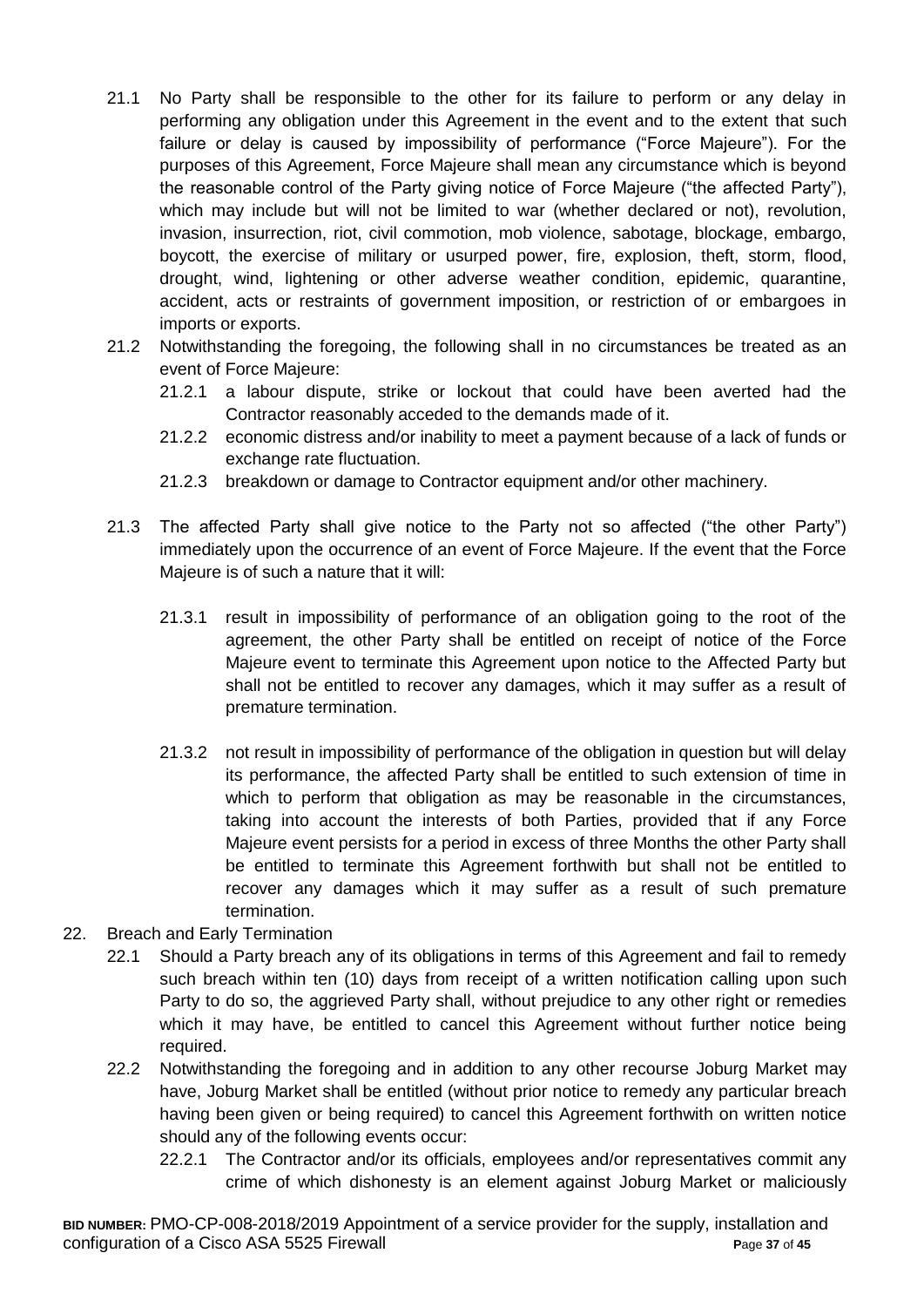21.1 No Party shall be responsible to the other for its failure to perform or any delay in performing any obligation under this Agreement in the event and to the extent that such failure or delay is caused by impossibility of performance ("Force Majeure"). For the purposes of this Agreement, Force Majeure shall mean any circumstance which is beyond the reasonable control of the Party giving notice of Force Majeure ("the affected Party"), which may include but will not be limited to war (whether declared or not), revolution, invasion, insurrection, riot, civil commotion, mob violence, sabotage, blockage, embargo, boycott, the exercise of military or usurped power, fire, explosion, theft, storm, flood, drought, wind, lightening or other adverse weather condition, epidemic, quarantine, accident, acts or restraints of government imposition, or restriction of or embargoes in imports or exports.

21.2 Notwithstanding the foregoing, the following shall in no circumstances be treated as an event of Force Majeure:

21.2.1 a labour dispute, strike or lockout that could have been averted had the Contractor reasonably acceded to the demands made of it.

21.2.2 economic distress and/or inability to meet a payment because of a lack of funds or exchange rate fluctuation.

21.2.3 breakdown or damage to Contractor equipment and/or other machinery.

21.3 The affected Party shall give notice to the Party not so affected ("the other Party") immediately upon the occurrence of an event of Force Majeure. If the event that the Force Majeure is of such a nature that it will:

21.3.1 result in impossibility of performance of an obligation going to the root of the agreement, the other Party shall be entitled on receipt of notice of the Force Majeure event to terminate this Agreement upon notice to the Affected Party but shall not be entitled to recover any damages, which it may suffer as a result of premature termination.

21.3.2 not result in impossibility of performance of the obligation in question but will delay its performance, the affected Party shall be entitled to such extension of time in which to perform that obligation as may be reasonable in the circumstances, taking into account the interests of both Parties, provided that if any Force Majeure event persists for a period in excess of three Months the other Party shall be entitled to terminate this Agreement forthwith but shall not be entitled to recover any damages which it may suffer as a result of such premature termination.

22. Breach and Early Termination

22.1 Should a Party breach any of its obligations in terms of this Agreement and fail to remedy such breach within ten (10) days from receipt of a written notification calling upon such Party to do so, the aggrieved Party shall, without prejudice to any other right or remedies which it may have, be entitled to cancel this Agreement without further notice being required.

22.2 Notwithstanding the foregoing and in addition to any other recourse Joburg Market may have, Joburg Market shall be entitled (without prior notice to remedy any particular breach having been given or being required) to cancel this Agreement forthwith on written notice should any of the following events occur:

22.2.1 The Contractor and/or its officials, employees and/or representatives commit any crime of which dishonesty is an element against Joburg Market or maliciously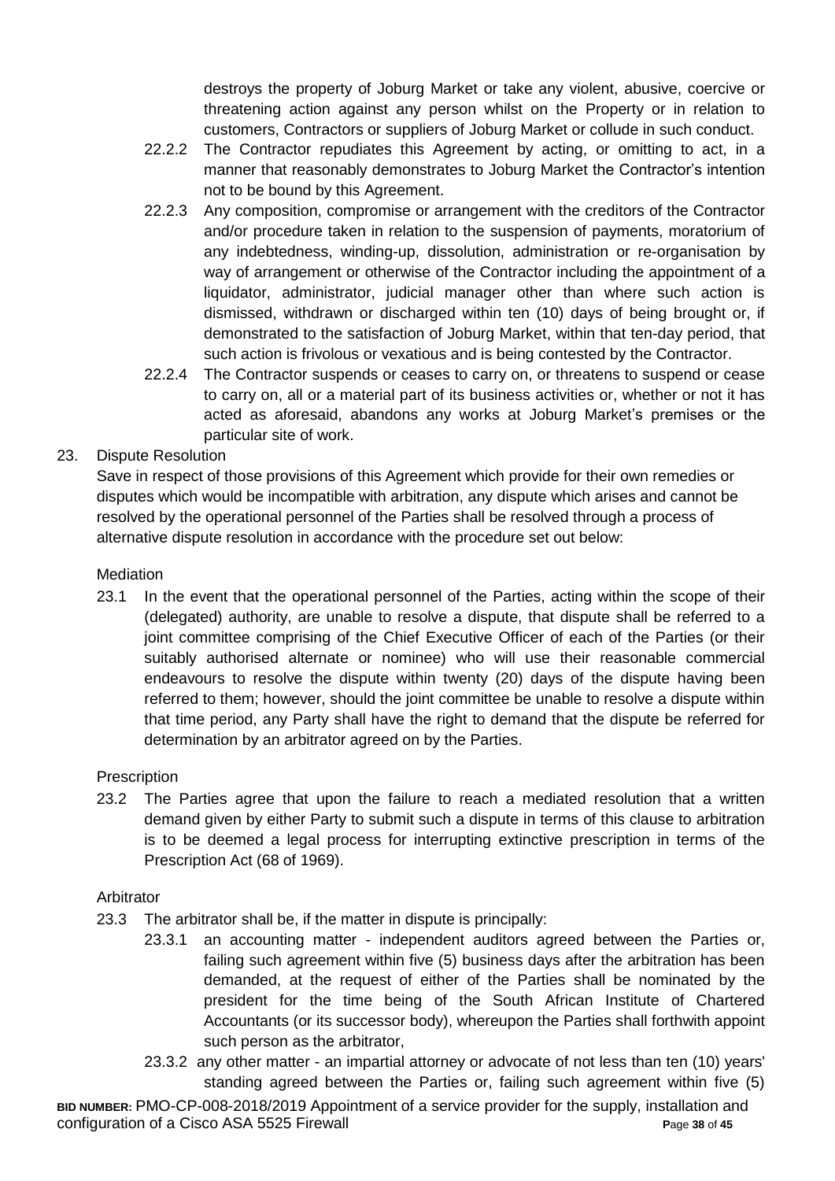destroys the property of Joburg Market or take any violent, abusive, coercive or threatening action against any person whilst on the Property or in relation to customers, Contractors or suppliers of Joburg Market or collude in such conduct.

22.2.2 The Contractor repudiates this Agreement by acting, or omitting to act, in a manner that reasonably demonstrates to Joburg Market the Contractor's intention not to be bound by this Agreement.

22.2.3 Any composition, compromise or arrangement with the creditors of the Contractor and/or procedure taken in relation to the suspension of payments, moratorium of any indebtedness, winding-up, dissolution, administration or re-organisation by way of arrangement or otherwise of the Contractor including the appointment of a liquidator, administrator, judicial manager other than where such action is dismissed, withdrawn or discharged within ten (10) days of being brought or, if demonstrated to the satisfaction of Joburg Market, within that ten-day period, that such action is frivolous or vexatious and is being contested by the Contractor.

22.2.4 The Contractor suspends or ceases to carry on, or threatens to suspend or cease to carry on, all or a material part of its business activities or, whether or not it has acted as aforesaid, abandons any works at Joburg Market's premises or the particular site of work.

23. Dispute Resolution

Save in respect of those provisions of this Agreement which provide for their own remedies or disputes which would be incompatible with arbitration, any dispute which arises and cannot be resolved by the operational personnel of the Parties shall be resolved through a process of alternative dispute resolution in accordance with the procedure set out below:

Mediation

23.1 In the event that the operational personnel of the Parties, acting within the scope of their (delegated) authority, are unable to resolve a dispute, that dispute shall be referred to a joint committee comprising of the Chief Executive Officer of each of the Parties (or their suitably authorised alternate or nominee) who will use their reasonable commercial endeavours to resolve the dispute within twenty (20) days of the dispute having been referred to them; however, should the joint committee be unable to resolve a dispute within that time period, any Party shall have the right to demand that the dispute be referred for determination by an arbitrator agreed on by the Parties.

Prescription

23.2 The Parties agree that upon the failure to reach a mediated resolution that a written demand given by either Party to submit such a dispute in terms of this clause to arbitration is to be deemed a legal process for interrupting extinctive prescription in terms of the Prescription Act (68 of 1969).

Arbitrator

23.3 The arbitrator shall be, if the matter in dispute is principally:

23.3.1 an accounting matter - independent auditors agreed between the Parties or, failing such agreement within five (5) business days after the arbitration has been demanded, at the request of either of the Parties shall be nominated by the president for the time being of the South African Institute of Chartered Accountants (or its successor body), whereupon the Parties shall forthwith appoint such person as the arbitrator,

23.3.2 any other matter - an impartial attorney or advocate of not less than ten (10) years' standing agreed between the Parties or, failing such agreement within five (5)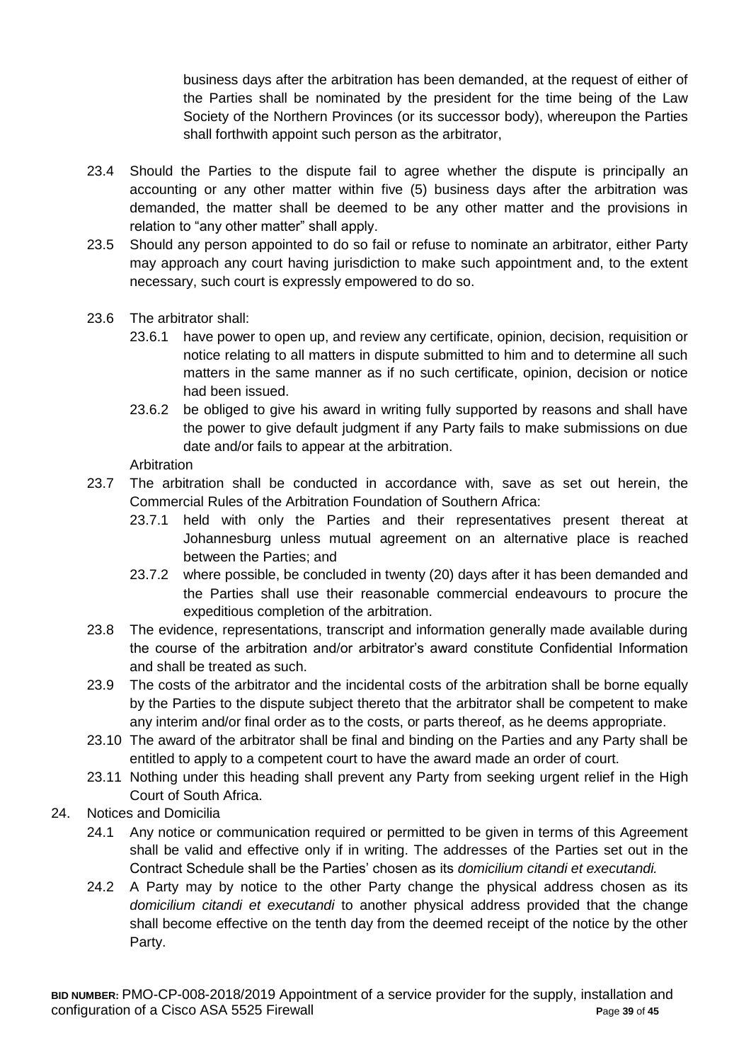business days after the arbitration has been demanded, at the request of either of the Parties shall be nominated by the president for the time being of the Law Society of the Northern Provinces (or its successor body), whereupon the Parties shall forthwith appoint such person as the arbitrator,

23.4 Should the Parties to the dispute fail to agree whether the dispute is principally an accounting or any other matter within five (5) business days after the arbitration was demanded, the matter shall be deemed to be any other matter and the provisions in relation to "any other matter" shall apply.

23.5 Should any person appointed to do so fail or refuse to nominate an arbitrator, either Party may approach any court having jurisdiction to make such appointment and, to the extent necessary, such court is expressly empowered to do so.

23.6 The arbitrator shall:

23.6.1 have power to open up, and review any certificate, opinion, decision, requisition or notice relating to all matters in dispute submitted to him and to determine all such matters in the same manner as if no such certificate, opinion, decision or notice had been issued.

23.6.2 be obliged to give his award in writing fully supported by reasons and shall have the power to give default judgment if any Party fails to make submissions on due date and/or fails to appear at the arbitration.

Arbitration

23.7 The arbitration shall be conducted in accordance with, save as set out herein, the Commercial Rules of the Arbitration Foundation of Southern Africa:

23.7.1 held with only the Parties and their representatives present thereat at Johannesburg unless mutual agreement on an alternative place is reached between the Parties; and

23.7.2 where possible, be concluded in twenty (20) days after it has been demanded and the Parties shall use their reasonable commercial endeavours to procure the expeditious completion of the arbitration.

23.8 The evidence, representations, transcript and information generally made available during the course of the arbitration and/or arbitrator's award constitute Confidential Information and shall be treated as such.

23.9 The costs of the arbitrator and the incidental costs of the arbitration shall be borne equally by the Parties to the dispute subject thereto that the arbitrator shall be competent to make any interim and/or final order as to the costs, or parts thereof, as he deems appropriate.

23.10 The award of the arbitrator shall be final and binding on the Parties and any Party shall be entitled to apply to a competent court to have the award made an order of court.

23.11 Nothing under this heading shall prevent any Party from seeking urgent relief in the High Court of South Africa.

24. Notices and Domicilia

24.1 Any notice or communication required or permitted to be given in terms of this Agreement shall be valid and effective only if in writing. The addresses of the Parties set out in the Contract Schedule shall be the Parties' chosen as its *domicilium citandi et executandi.*

24.2 A Party may by notice to the other Party change the physical address chosen as its *domicilium citandi et executandi* to another physical address provided that the change shall become effective on the tenth day from the deemed receipt of the notice by the other Party.

**BID NUMBER:** PMO-CP-008-2018/2019 Appointment of a service provider for the supply, installation and configuration of a Cisco ASA 5525 Firewall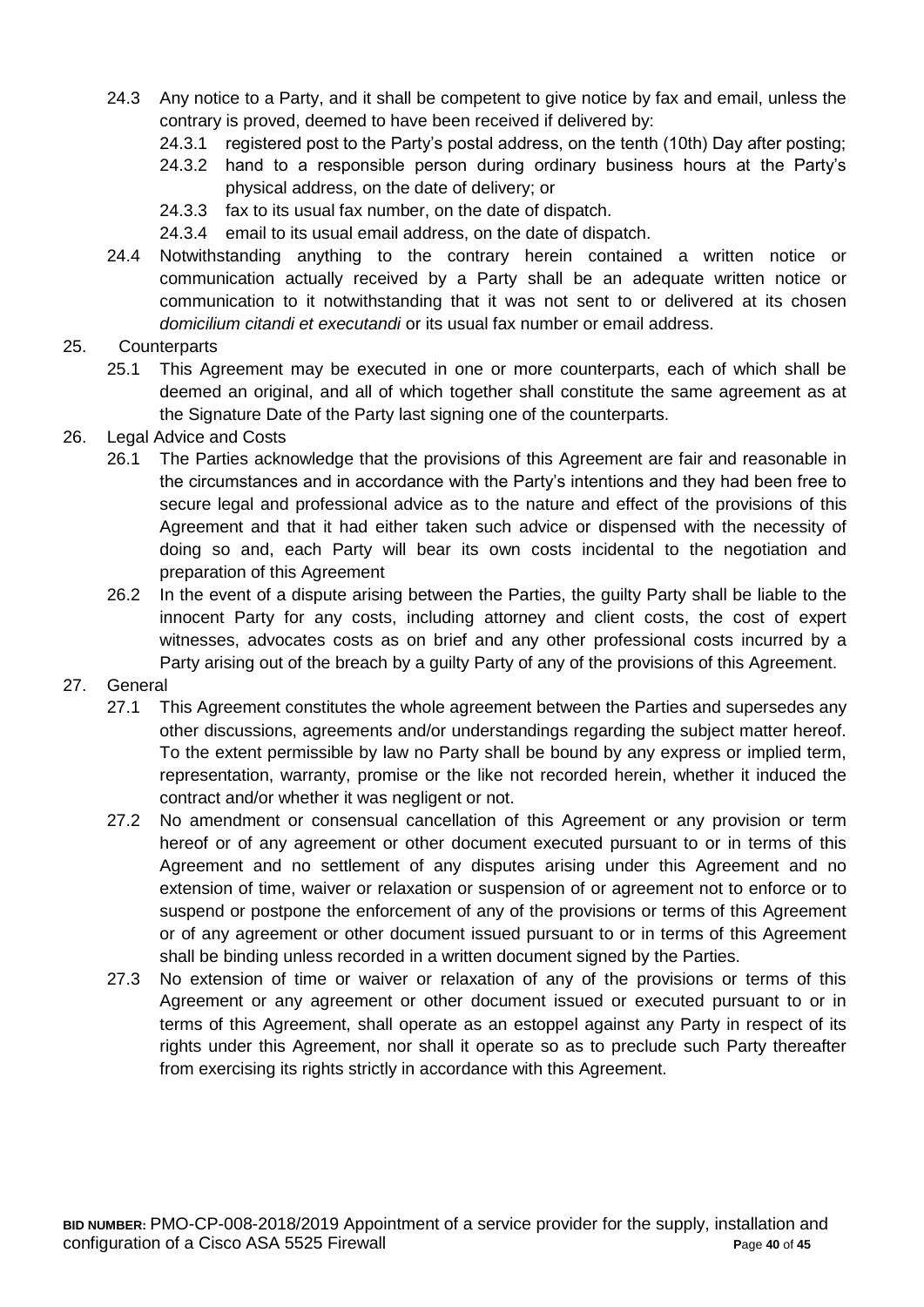24.3 Any notice to a Party, and it shall be competent to give notice by fax and email, unless the contrary is proved, deemed to have been received if delivered by:

24.3.1 registered post to the Party's postal address, on the tenth (10th) Day after posting;

24.3.2 hand to a responsible person during ordinary business hours at the Party's physical address, on the date of delivery; or

24.3.3 fax to its usual fax number, on the date of dispatch.

24.3.4 email to its usual email address, on the date of dispatch.

24.4 Notwithstanding anything to the contrary herein contained a written notice or communication actually received by a Party shall be an adequate written notice or communication to it notwithstanding that it was not sent to or delivered at its chosen *domicilium citandi et executandi* or its usual fax number or email address.

25. Counterparts

25.1 This Agreement may be executed in one or more counterparts, each of which shall be deemed an original, and all of which together shall constitute the same agreement as at the Signature Date of the Party last signing one of the counterparts.

26. Legal Advice and Costs

26.1 The Parties acknowledge that the provisions of this Agreement are fair and reasonable in the circumstances and in accordance with the Party's intentions and they had been free to secure legal and professional advice as to the nature and effect of the provisions of this Agreement and that it had either taken such advice or dispensed with the necessity of doing so and, each Party will bear its own costs incidental to the negotiation and preparation of this Agreement

26.2 In the event of a dispute arising between the Parties, the guilty Party shall be liable to the innocent Party for any costs, including attorney and client costs, the cost of expert witnesses, advocates costs as on brief and any other professional costs incurred by a Party arising out of the breach by a guilty Party of any of the provisions of this Agreement.

27. General

27.1 This Agreement constitutes the whole agreement between the Parties and supersedes any other discussions, agreements and/or understandings regarding the subject matter hereof. To the extent permissible by law no Party shall be bound by any express or implied term, representation, warranty, promise or the like not recorded herein, whether it induced the contract and/or whether it was negligent or not.

27.2 No amendment or consensual cancellation of this Agreement or any provision or term hereof or of any agreement or other document executed pursuant to or in terms of this Agreement and no settlement of any disputes arising under this Agreement and no extension of time, waiver or relaxation or suspension of or agreement not to enforce or to suspend or postpone the enforcement of any of the provisions or terms of this Agreement or of any agreement or other document issued pursuant to or in terms of this Agreement shall be binding unless recorded in a written document signed by the Parties.

27.3 No extension of time or waiver or relaxation of any of the provisions or terms of this Agreement or any agreement or other document issued or executed pursuant to or in terms of this Agreement, shall operate as an estoppel against any Party in respect of its rights under this Agreement, nor shall it operate so as to preclude such Party thereafter from exercising its rights strictly in accordance with this Agreement.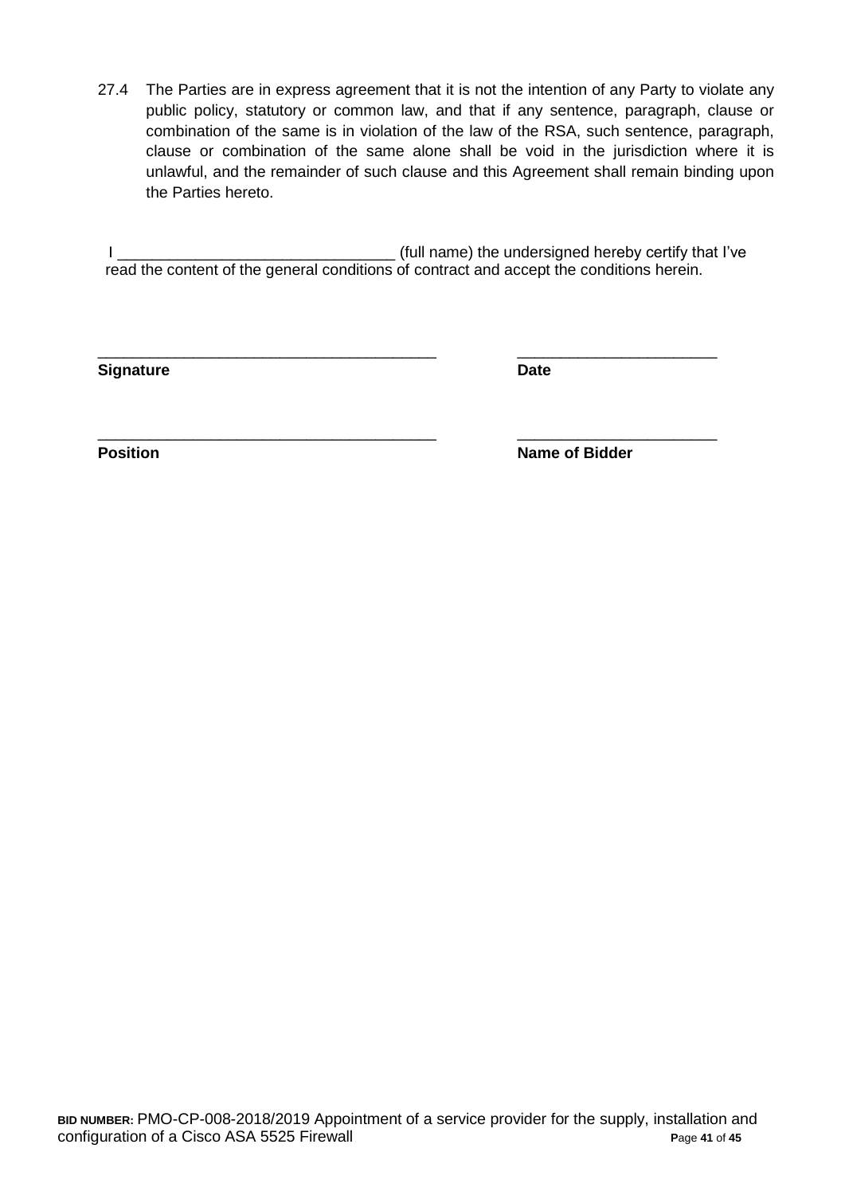27.4 The Parties are in express agreement that it is not the intention of any Party to violate any public policy, statutory or common law, and that if any sentence, paragraph, clause or combination of the same is in violation of the law of the RSA, such sentence, paragraph, clause or combination of the same alone shall be void in the jurisdiction where it is unlawful, and the remainder of such clause and this Agreement shall remain binding upon the Parties hereto.

I ________________________________ (full name) the undersigned hereby certify that I've read the content of the general conditions of contract and accept the conditions herein.

________________________________________ ________________________

**Signature** **Date**

________________________________________ ________________________

**Position** **Name of Bidder**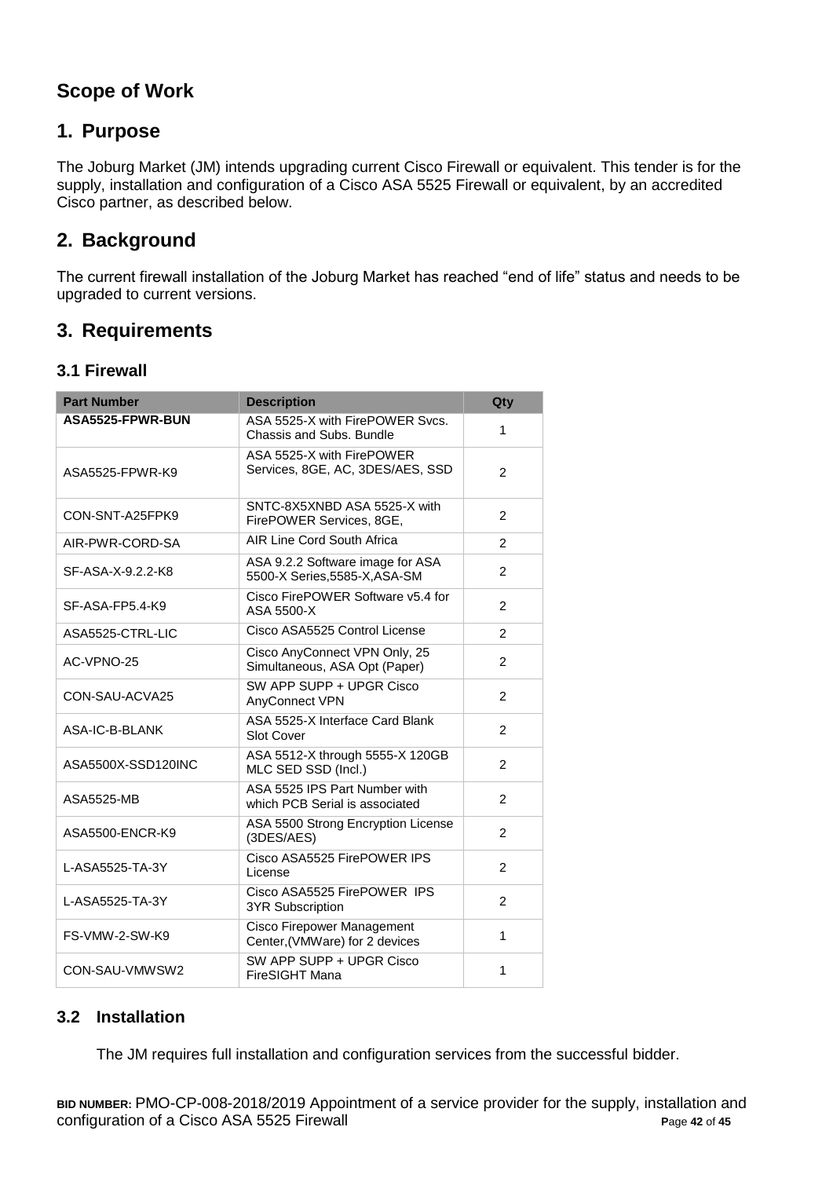## Scope of Work

## 1. Purpose

The Joburg Market (JM) intends upgrading current Cisco Firewall or equivalent. This tender is for the supply, installation and configuration of a Cisco ASA 5525 Firewall or equivalent, by an accredited Cisco partner, as described below.

## 2. Background

The current firewall installation of the Joburg Market has reached "end of life" status and needs to be upgraded to current versions.

## 3. Requirements

### 3.1 Firewall

| Part Number | Description | Qty |
|---|---|---|
| **ASA5525-FPWR-BUN** | ASA 5525-X with FirePOWER Svcs. Chassis and Subs. Bundle | 1 |
| ASA5525-FPWR-K9 | ASA 5525-X with FirePOWER Services, 8GE, AC, 3DES/AES, SSD | 2 |
| CON-SNT-A25FPK9 | SNTC-8X5XNBD ASA 5525-X with FirePOWER Services, 8GE, | 2 |
| AIR-PWR-CORD-SA | AIR Line Cord South Africa | 2 |
| SF-ASA-X-9.2.2-K8 | ASA 9.2.2 Software image for ASA 5500-X Series,5585-X,ASA-SM | 2 |
| SF-ASA-FP5.4-K9 | Cisco FirePOWER Software v5.4 for ASA 5500-X | 2 |
| ASA5525-CTRL-LIC | Cisco ASA5525 Control License | 2 |
| AC-VPNO-25 | Cisco AnyConnect VPN Only, 25 Simultaneous, ASA Opt (Paper) | 2 |
| CON-SAU-ACVA25 | SW APP SUPP + UPGR Cisco AnyConnect VPN | 2 |
| ASA-IC-B-BLANK | ASA 5525-X Interface Card Blank Slot Cover | 2 |
| ASA5500X-SSD120INC | ASA 5512-X through 5555-X 120GB MLC SED SSD (Incl.) | 2 |
| ASA5525-MB | ASA 5525 IPS Part Number with which PCB Serial is associated | 2 |
| ASA5500-ENCR-K9 | ASA 5500 Strong Encryption License (3DES/AES) | 2 |
| L-ASA5525-TA-3Y | Cisco ASA5525 FirePOWER IPS License | 2 |
| L-ASA5525-TA-3Y | Cisco ASA5525 FirePOWER IPS 3YR Subscription | 2 |
| FS-VMW-2-SW-K9 | Cisco Firepower Management Center,(VMWare) for 2 devices | 1 |
| CON-SAU-VMWSW2 | SW APP SUPP + UPGR Cisco FireSIGHT Mana | 1 |

### 3.2 Installation

The JM requires full installation and configuration services from the successful bidder.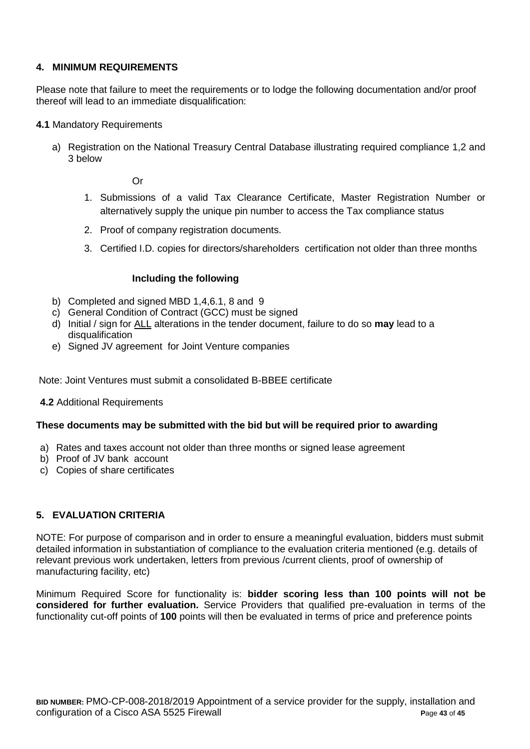## 4. MINIMUM REQUIREMENTS

Please note that failure to meet the requirements or to lodge the following documentation and/or proof thereof will lead to an immediate disqualification:

**4.1** Mandatory Requirements

a) Registration on the National Treasury Central Database illustrating required compliance 1,2 and 3 below

Or

1. Submissions of a valid Tax Clearance Certificate, Master Registration Number or alternatively supply the unique pin number to access the Tax compliance status
2. Proof of company registration documents.
3. Certified I.D. copies for directors/shareholders certification not older than three months

**Including the following**

b) Completed and signed MBD 1,4,6.1, 8 and 9
c) General Condition of Contract (GCC) must be signed
d) Initial / sign for ALL alterations in the tender document, failure to do so **may** lead to a disqualification
e) Signed JV agreement for Joint Venture companies

Note: Joint Ventures must submit a consolidated B-BBEE certificate

**4.2** Additional Requirements

**These documents may be submitted with the bid but will be required prior to awarding**

a) Rates and taxes account not older than three months or signed lease agreement
b) Proof of JV bank account
c) Copies of share certificates

## 5. EVALUATION CRITERIA

NOTE: For purpose of comparison and in order to ensure a meaningful evaluation, bidders must submit detailed information in substantiation of compliance to the evaluation criteria mentioned (e.g. details of relevant previous work undertaken, letters from previous /current clients, proof of ownership of manufacturing facility, etc)

Minimum Required Score for functionality is: **bidder scoring less than 100 points will not be considered for further evaluation.** Service Providers that qualified pre-evaluation in terms of the functionality cut-off points of **100** points will then be evaluated in terms of price and preference points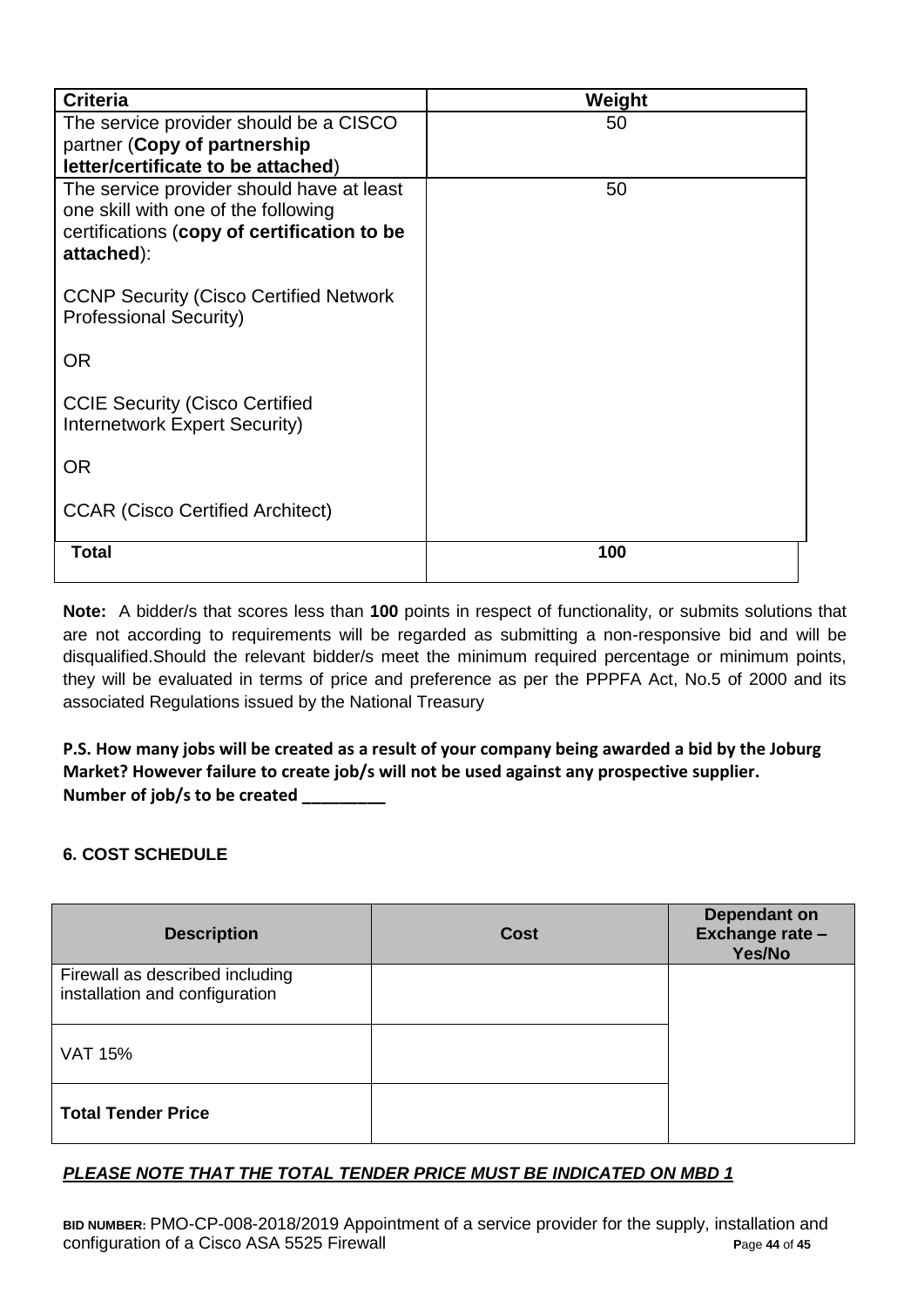| Criteria | Weight |
|---|---|
| The service provider should be a CISCO partner (**Copy of partnership letter/certificate to be attached**) | 50 |
| The service provider should have at least one skill with one of the following certifications (**copy of certification to be attached**):<br><br>CCNP Security (Cisco Certified Network Professional Security)<br><br>OR<br><br>CCIE Security (Cisco Certified Internetwork Expert Security)<br><br>OR<br><br>CCAR (Cisco Certified Architect) | 50 |
| **Total** | **100** |

**Note:** A bidder/s that scores less than **100** points in respect of functionality, or submits solutions that are not according to requirements will be regarded as submitting a non-responsive bid and will be disqualified.Should the relevant bidder/s meet the minimum required percentage or minimum points, they will be evaluated in terms of price and preference as per the PPPFA Act, No.5 of 2000 and its associated Regulations issued by the National Treasury

**P.S. How many jobs will be created as a result of your company being awarded a bid by the Joburg Market? However failure to create job/s will not be used against any prospective supplier.**
**Number of job/s to be created _________**

### 6. COST SCHEDULE

| Description | Cost | Dependant on Exchange rate – Yes/No |
|---|---|---|
| Firewall as described including installation and configuration | | |
| VAT 15% | | |
| **Total Tender Price** | | |

***PLEASE NOTE THAT THE TOTAL TENDER PRICE MUST BE INDICATED ON MBD 1***

**BID NUMBER:** PMO-CP-008-2018/2019 Appointment of a service provider for the supply, installation and configuration of a Cisco ASA 5525 Firewall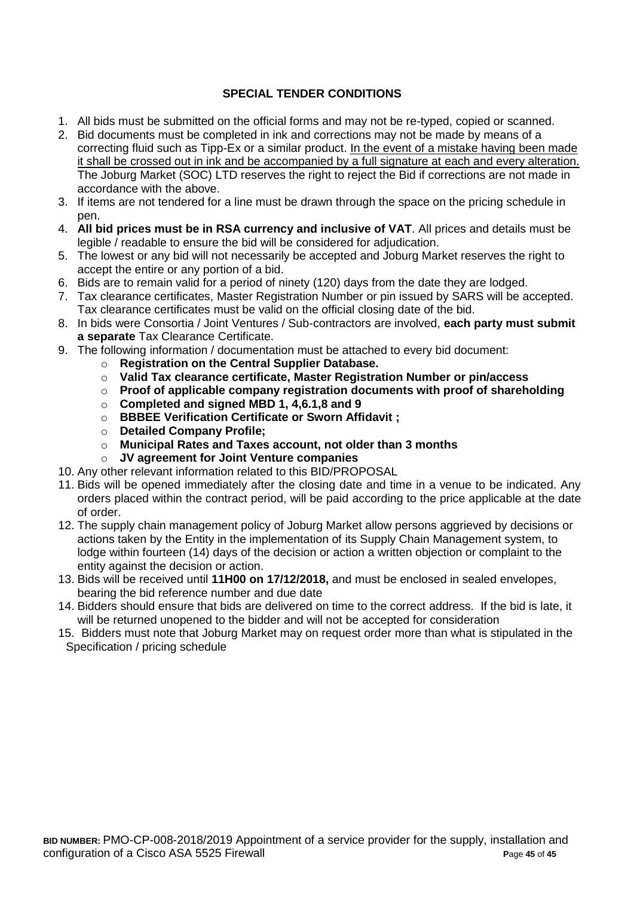## SPECIAL TENDER CONDITIONS

1. All bids must be submitted on the official forms and may not be re-typed, copied or scanned.
2. Bid documents must be completed in ink and corrections may not be made by means of a correcting fluid such as Tipp-Ex or a similar product. In the event of a mistake having been made it shall be crossed out in ink and be accompanied by a full signature at each and every alteration. The Joburg Market (SOC) LTD reserves the right to reject the Bid if corrections are not made in accordance with the above.
3. If items are not tendered for a line must be drawn through the space on the pricing schedule in pen.
4. **All bid prices must be in RSA currency and inclusive of VAT**. All prices and details must be legible / readable to ensure the bid will be considered for adjudication.
5. The lowest or any bid will not necessarily be accepted and Joburg Market reserves the right to accept the entire or any portion of a bid.
6. Bids are to remain valid for a period of ninety (120) days from the date they are lodged.
7. Tax clearance certificates, Master Registration Number or pin issued by SARS will be accepted. Tax clearance certificates must be valid on the official closing date of the bid.
8. In bids were Consortia / Joint Ventures / Sub-contractors are involved, **each party must submit a separate** Tax Clearance Certificate.
9. The following information / documentation must be attached to every bid document:
   - **Registration on the Central Supplier Database.**
   - **Valid Tax clearance certificate, Master Registration Number or pin/access**
   - **Proof of applicable company registration documents with proof of shareholding**
   - **Completed and signed MBD 1, 4,6.1,8 and 9**
   - **BBBEE Verification Certificate or Sworn Affidavit ;**
   - **Detailed Company Profile;**
   - **Municipal Rates and Taxes account, not older than 3 months**
   - **JV agreement for Joint Venture companies**
10. Any other relevant information related to this BID/PROPOSAL
11. Bids will be opened immediately after the closing date and time in a venue to be indicated. Any orders placed within the contract period, will be paid according to the price applicable at the date of order.
12. The supply chain management policy of Joburg Market allow persons aggrieved by decisions or actions taken by the Entity in the implementation of its Supply Chain Management system, to lodge within fourteen (14) days of the decision or action a written objection or complaint to the entity against the decision or action.
13. Bids will be received until **11H00 on 17/12/2018,** and must be enclosed in sealed envelopes, bearing the bid reference number and due date
14. Bidders should ensure that bids are delivered on time to the correct address. If the bid is late, it will be returned unopened to the bidder and will not be accepted for consideration
15. Bidders must note that Joburg Market may on request order more than what is stipulated in the Specification / pricing schedule